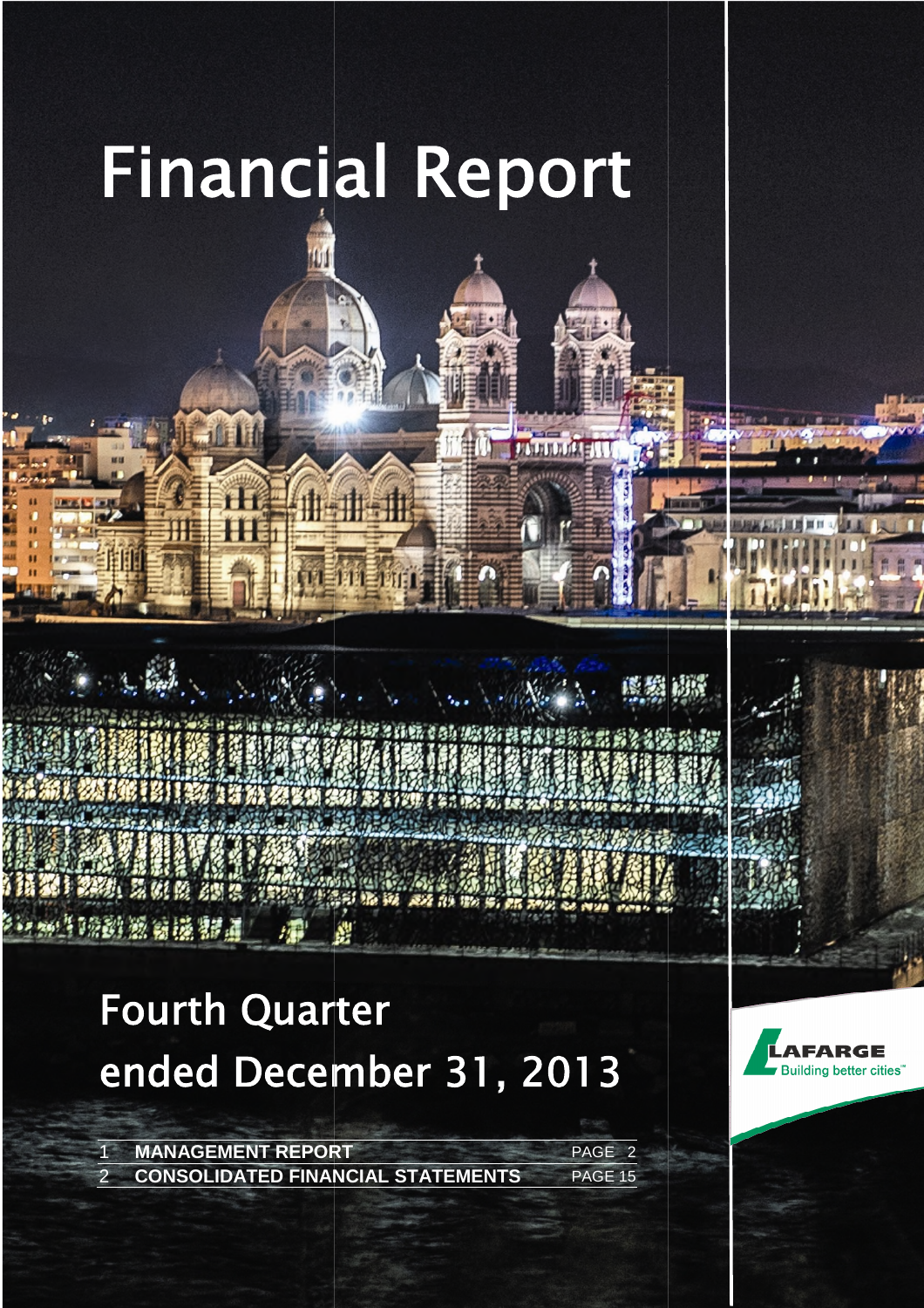# Financial Report

## Fourth Quarter ended December 31, 2013

| | | |
|---|---|---|
| 1 | MANAGEMENT REPORT | PAGE 2 |
| 2 | CONSOLIDATED FINANCIAL STATEMENTS | PAGE 15 |

LAFARGE
Building better cities™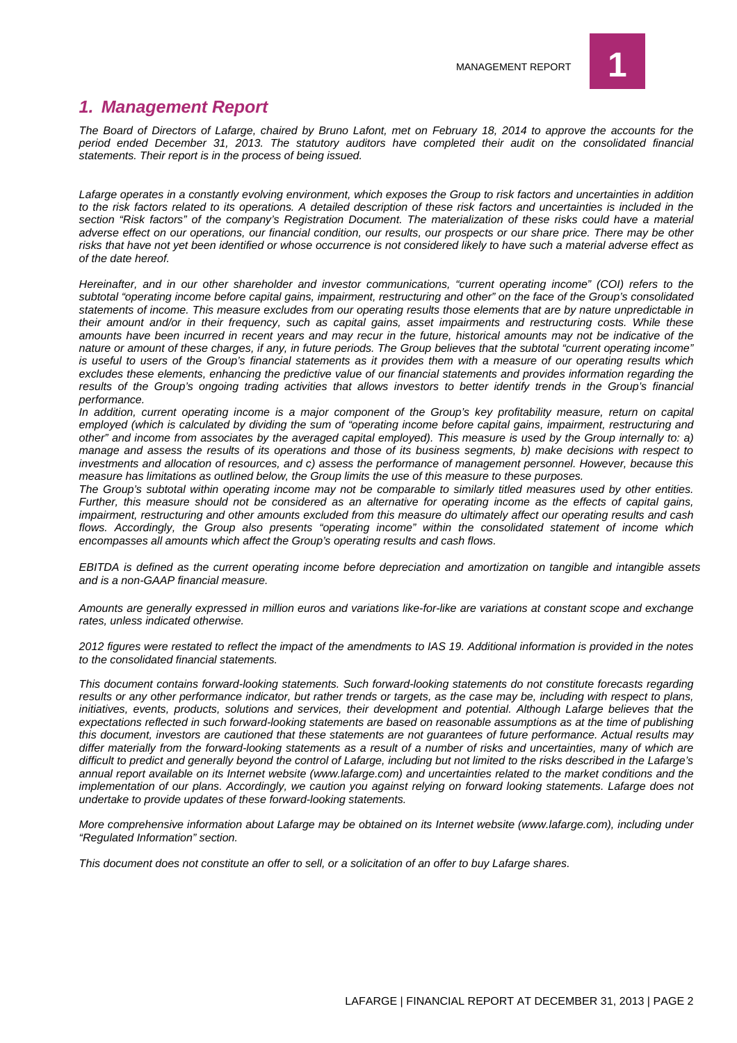# *1. Management Report*

*The Board of Directors of Lafarge, chaired by Bruno Lafont, met on February 18, 2014 to approve the accounts for the period ended December 31, 2013. The statutory auditors have completed their audit on the consolidated financial statements. Their report is in the process of being issued.*

*Lafarge operates in a constantly evolving environment, which exposes the Group to risk factors and uncertainties in addition to the risk factors related to its operations. A detailed description of these risk factors and uncertainties is included in the section "Risk factors" of the company's Registration Document. The materialization of these risks could have a material adverse effect on our operations, our financial condition, our results, our prospects or our share price. There may be other risks that have not yet been identified or whose occurrence is not considered likely to have such a material adverse effect as of the date hereof.*

*Hereinafter, and in our other shareholder and investor communications, "current operating income" (COI) refers to the subtotal "operating income before capital gains, impairment, restructuring and other" on the face of the Group's consolidated statements of income. This measure excludes from our operating results those elements that are by nature unpredictable in their amount and/or in their frequency, such as capital gains, asset impairments and restructuring costs. While these amounts have been incurred in recent years and may recur in the future, historical amounts may not be indicative of the nature or amount of these charges, if any, in future periods. The Group believes that the subtotal "current operating income" is useful to users of the Group's financial statements as it provides them with a measure of our operating results which excludes these elements, enhancing the predictive value of our financial statements and provides information regarding the results of the Group's ongoing trading activities that allows investors to better identify trends in the Group's financial performance.*

*In addition, current operating income is a major component of the Group's key profitability measure, return on capital employed (which is calculated by dividing the sum of "operating income before capital gains, impairment, restructuring and other" and income from associates by the averaged capital employed). This measure is used by the Group internally to: a) manage and assess the results of its operations and those of its business segments, b) make decisions with respect to investments and allocation of resources, and c) assess the performance of management personnel. However, because this measure has limitations as outlined below, the Group limits the use of this measure to these purposes.*

*The Group's subtotal within operating income may not be comparable to similarly titled measures used by other entities. Further, this measure should not be considered as an alternative for operating income as the effects of capital gains, impairment, restructuring and other amounts excluded from this measure do ultimately affect our operating results and cash flows. Accordingly, the Group also presents "operating income" within the consolidated statement of income which encompasses all amounts which affect the Group's operating results and cash flows.*

*EBITDA is defined as the current operating income before depreciation and amortization on tangible and intangible assets and is a non-GAAP financial measure.*

*Amounts are generally expressed in million euros and variations like-for-like are variations at constant scope and exchange rates, unless indicated otherwise.*

*2012 figures were restated to reflect the impact of the amendments to IAS 19. Additional information is provided in the notes to the consolidated financial statements.*

*This document contains forward-looking statements. Such forward-looking statements do not constitute forecasts regarding results or any other performance indicator, but rather trends or targets, as the case may be, including with respect to plans, initiatives, events, products, solutions and services, their development and potential. Although Lafarge believes that the expectations reflected in such forward-looking statements are based on reasonable assumptions as at the time of publishing this document, investors are cautioned that these statements are not guarantees of future performance. Actual results may differ materially from the forward-looking statements as a result of a number of risks and uncertainties, many of which are difficult to predict and generally beyond the control of Lafarge, including but not limited to the risks described in the Lafarge's annual report available on its Internet website (www.lafarge.com) and uncertainties related to the market conditions and the implementation of our plans. Accordingly, we caution you against relying on forward looking statements. Lafarge does not undertake to provide updates of these forward-looking statements.*

*More comprehensive information about Lafarge may be obtained on its Internet website (www.lafarge.com), including under "Regulated Information" section.*

*This document does not constitute an offer to sell, or a solicitation of an offer to buy Lafarge shares.*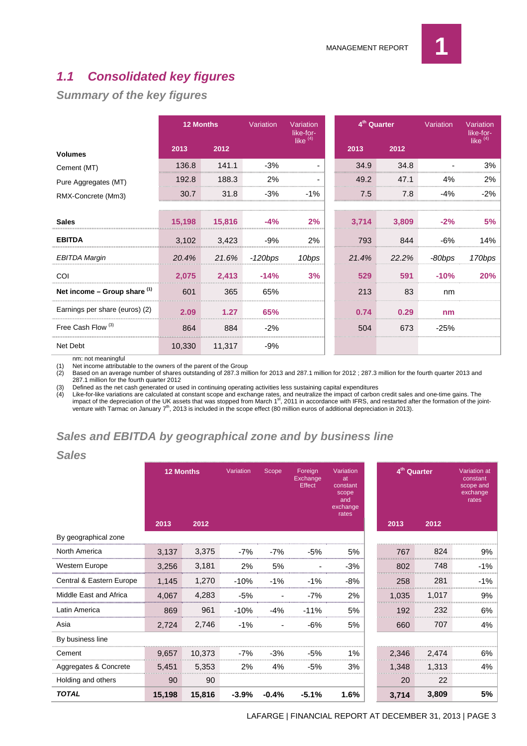## 1.1 Consolidated key figures

### Summary of the key figures

| | 12 Months | | Variation | Variation like-for-like (4) | 4th Quarter | | Variation | Variation like-for-like (4) |
|---|---|---|---|---|---|---|---|---|
| **Volumes** | 2013 | 2012 | | | 2013 | 2012 | | |
| Cement (MT) | 136.8 | 141.1 | -3% | - | 34.9 | 34.8 | - | 3% |
| Pure Aggregates (MT) | 192.8 | 188.3 | 2% | - | 49.2 | 47.1 | 4% | 2% |
| RMX-Concrete (Mm3) | 30.7 | 31.8 | -3% | -1% | 7.5 | 7.8 | -4% | -2% |
| **Sales** | **15,198** | **15,816** | **-4%** | **2%** | **3,714** | **3,809** | **-2%** | **5%** |
| **EBITDA** | 3,102 | 3,423 | -9% | 2% | 793 | 844 | -6% | 14% |
| *EBITDA Margin* | *20.4%* | *21.6%* | *-120bps* | *10bps* | *21.4%* | *22.2%* | *-80bps* | *170bps* |
| COI | **2,075** | **2,413** | **-14%** | **3%** | **529** | **591** | **-10%** | **20%** |
| **Net income – Group share (1)** | 601 | 365 | 65% | | 213 | 83 | nm | |
| Earnings per share (euros) (2) | **2.09** | **1.27** | **65%** | | **0.74** | **0.29** | **nm** | |
| Free Cash Flow (3) | 864 | 884 | -2% | | 504 | 673 | -25% | |
| Net Debt | 10,330 | 11,317 | -9% | | | | | |

nm: not meaningful

(1) Net income attributable to the owners of the parent of the Group

(2) Based on an average number of shares outstanding of 287.3 million for 2013 and 287.1 million for 2012 ; 287.3 million for the fourth quarter 2013 and 287.1 million for the fourth quarter 2012

(3) Defined as the net cash generated or used in continuing operating activities less sustaining capital expenditures

(4) Like-for-like variations are calculated at constant scope and exchange rates, and neutralize the impact of carbon credit sales and one-time gains. The impact of the depreciation of the UK assets that was stopped from March 1st, 2011 in accordance with IFRS, and restarted after the formation of the joint-venture with Tarmac on January 7th, 2013 is included in the scope effect (80 million euros of additional depreciation in 2013).

### Sales and EBITDA by geographical zone and by business line

### Sales

| | 12 Months | | Variation | Scope | Foreign Exchange Effect | Variation at constant scope and exchange rates | 4th Quarter | | Variation at constant scope and exchange rates |
|---|---|---|---|---|---|---|---|---|---|
| | 2013 | 2012 | | | | | 2013 | 2012 | |
| By geographical zone | | | | | | | | | |
| North America | 3,137 | 3,375 | -7% | -7% | -5% | 5% | 767 | 824 | 9% |
| Western Europe | 3,256 | 3,181 | 2% | 5% | - | -3% | 802 | 748 | -1% |
| Central & Eastern Europe | 1,145 | 1,270 | -10% | -1% | -1% | -8% | 258 | 281 | -1% |
| Middle East and Africa | 4,067 | 4,283 | -5% | - | -7% | 2% | 1,035 | 1,017 | 9% |
| Latin America | 869 | 961 | -10% | -4% | -11% | 5% | 192 | 232 | 6% |
| Asia | 2,724 | 2,746 | -1% | - | -6% | 5% | 660 | 707 | 4% |
| By business line | | | | | | | | | |
| Cement | 9,657 | 10,373 | -7% | -3% | -5% | 1% | 2,346 | 2,474 | 6% |
| Aggregates & Concrete | 5,451 | 5,353 | 2% | 4% | -5% | 3% | 1,348 | 1,313 | 4% |
| Holding and others | 90 | 90 | | | | | 20 | 22 | |
| ***TOTAL*** | **15,198** | **15,816** | **-3.9%** | **-0.4%** | **-5.1%** | **1.6%** | **3,714** | **3,809** | **5%** |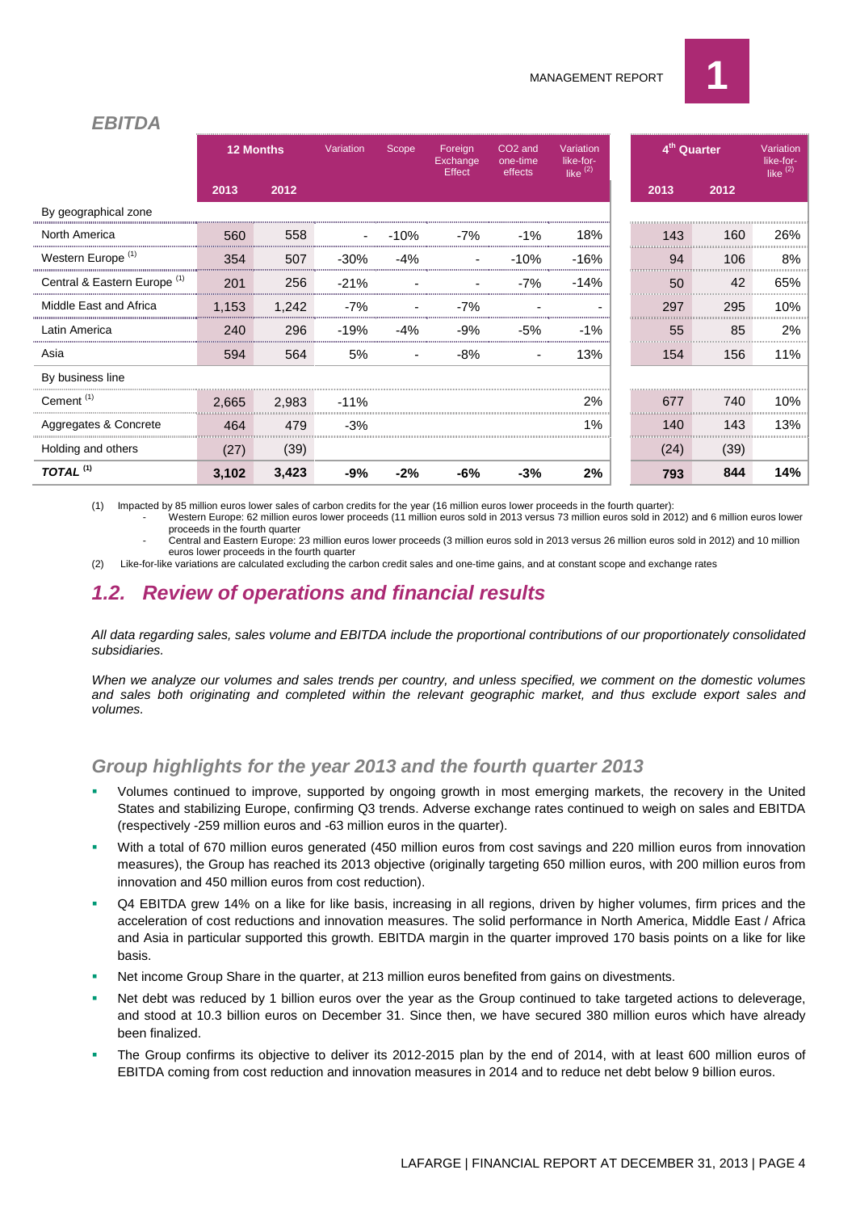## EBITDA

| | 12 Months | | Variation | Scope | Foreign Exchange Effect | CO2 and one-time effects | Variation like-for-like [(2)] | 4th Quarter | | Variation like-for-like [(2)] |
|---|---|---|---|---|---|---|---|---|---|---|
| | 2013 | 2012 | | | | | | 2013 | 2012 | |
| By geographical zone | | | | | | | | | | |
| North America | 560 | 558 | - | -10% | -7% | -1% | 18% | 143 | 160 | 26% |
| Western Europe [(1)] | 354 | 507 | -30% | -4% | - | -10% | -16% | 94 | 106 | 8% |
| Central & Eastern Europe [(1)] | 201 | 256 | -21% | - | - | -7% | -14% | 50 | 42 | 65% |
| Middle East and Africa | 1,153 | 1,242 | -7% | - | -7% | - | - | 297 | 295 | 10% |
| Latin America | 240 | 296 | -19% | -4% | -9% | -5% | -1% | 55 | 85 | 2% |
| Asia | 594 | 564 | 5% | - | -8% | - | 13% | 154 | 156 | 11% |
| By business line | | | | | | | | | | |
| Cement [(1)] | 2,665 | 2,983 | -11% | | | | 2% | 677 | 740 | 10% |
| Aggregates & Concrete | 464 | 479 | -3% | | | | 1% | 140 | 143 | 13% |
| Holding and others | (27) | (39) | | | | | | (24) | (39) | |
| ***TOTAL*** [(1)] | **3,102** | **3,423** | **-9%** | **-2%** | **-6%** | **-3%** | **2%** | **793** | **844** | **14%** |

(1) Impacted by 85 million euros lower sales of carbon credits for the year (16 million euros lower proceeds in the fourth quarter):
- Western Europe: 62 million euros lower proceeds (11 million euros sold in 2013 versus 73 million euros sold in 2012) and 6 million euros lower proceeds in the fourth quarter
- Central and Eastern Europe: 23 million euros lower proceeds (3 million euros sold in 2013 versus 26 million euros sold in 2012) and 10 million euros lower proceeds in the fourth quarter

(2) Like-for-like variations are calculated excluding the carbon credit sales and one-time gains, and at constant scope and exchange rates

## 1.2. Review of operations and financial results

*All data regarding sales, sales volume and EBITDA include the proportional contributions of our proportionately consolidated subsidiaries.*

*When we analyze our volumes and sales trends per country, and unless specified, we comment on the domestic volumes and sales both originating and completed within the relevant geographic market, and thus exclude export sales and volumes.*

### Group highlights for the year 2013 and the fourth quarter 2013

- Volumes continued to improve, supported by ongoing growth in most emerging markets, the recovery in the United States and stabilizing Europe, confirming Q3 trends. Adverse exchange rates continued to weigh on sales and EBITDA (respectively -259 million euros and -63 million euros in the quarter).
- With a total of 670 million euros generated (450 million euros from cost savings and 220 million euros from innovation measures), the Group has reached its 2013 objective (originally targeting 650 million euros, with 200 million euros from innovation and 450 million euros from cost reduction).
- Q4 EBITDA grew 14% on a like for like basis, increasing in all regions, driven by higher volumes, firm prices and the acceleration of cost reductions and innovation measures. The solid performance in North America, Middle East / Africa and Asia in particular supported this growth. EBITDA margin in the quarter improved 170 basis points on a like for like basis.
- Net income Group Share in the quarter, at 213 million euros benefited from gains on divestments.
- Net debt was reduced by 1 billion euros over the year as the Group continued to take targeted actions to deleverage, and stood at 10.3 billion euros on December 31. Since then, we have secured 380 million euros which have already been finalized.
- The Group confirms its objective to deliver its 2012-2015 plan by the end of 2014, with at least 600 million euros of EBITDA coming from cost reduction and innovation measures in 2014 and to reduce net debt below 9 billion euros.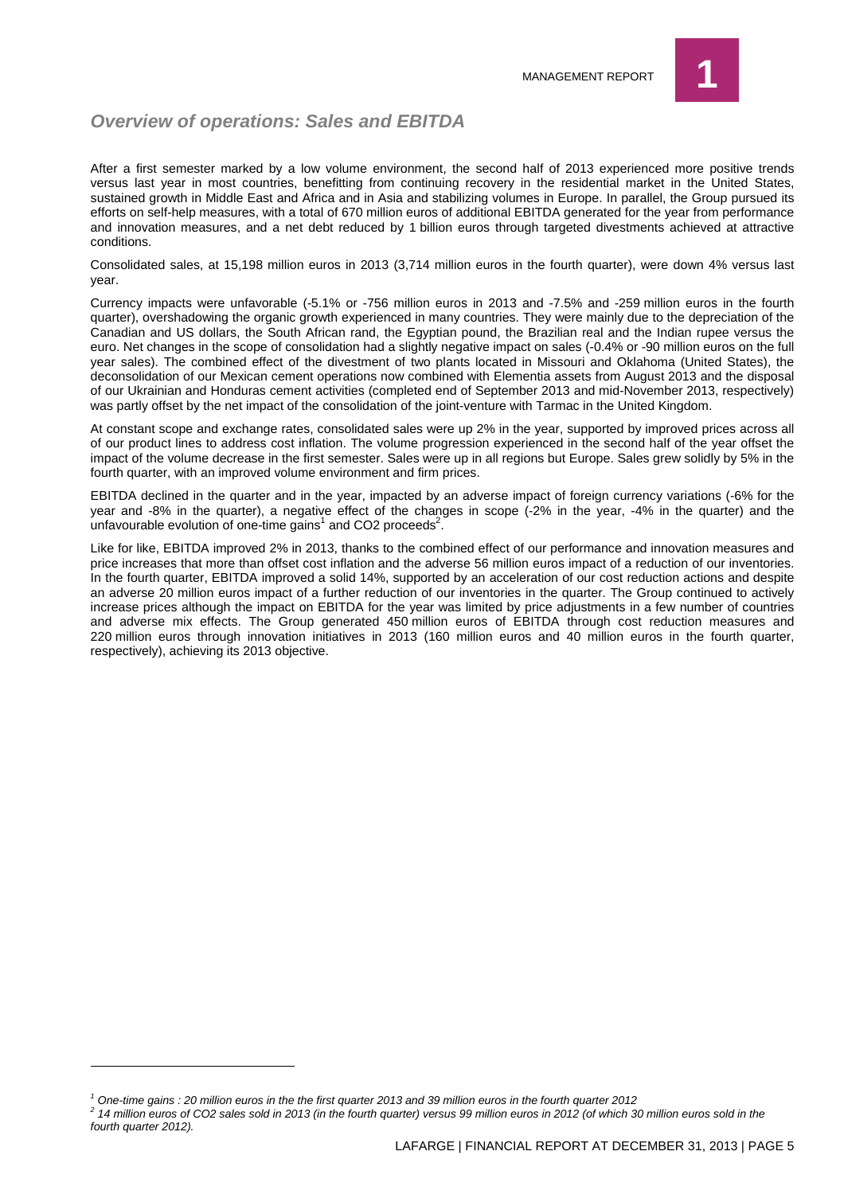## *Overview of operations: Sales and EBITDA*

After a first semester marked by a low volume environment, the second half of 2013 experienced more positive trends versus last year in most countries, benefitting from continuing recovery in the residential market in the United States, sustained growth in Middle East and Africa and in Asia and stabilizing volumes in Europe. In parallel, the Group pursued its efforts on self-help measures, with a total of 670 million euros of additional EBITDA generated for the year from performance and innovation measures, and a net debt reduced by 1 billion euros through targeted divestments achieved at attractive conditions.

Consolidated sales, at 15,198 million euros in 2013 (3,714 million euros in the fourth quarter), were down 4% versus last year.

Currency impacts were unfavorable (-5.1% or -756 million euros in 2013 and -7.5% and -259 million euros in the fourth quarter), overshadowing the organic growth experienced in many countries. They were mainly due to the depreciation of the Canadian and US dollars, the South African rand, the Egyptian pound, the Brazilian real and the Indian rupee versus the euro. Net changes in the scope of consolidation had a slightly negative impact on sales (-0.4% or -90 million euros on the full year sales). The combined effect of the divestment of two plants located in Missouri and Oklahoma (United States), the deconsolidation of our Mexican cement operations now combined with Elementia assets from August 2013 and the disposal of our Ukrainian and Honduras cement activities (completed end of September 2013 and mid-November 2013, respectively) was partly offset by the net impact of the consolidation of the joint-venture with Tarmac in the United Kingdom.

At constant scope and exchange rates, consolidated sales were up 2% in the year, supported by improved prices across all of our product lines to address cost inflation. The volume progression experienced in the second half of the year offset the impact of the volume decrease in the first semester. Sales were up in all regions but Europe. Sales grew solidly by 5% in the fourth quarter, with an improved volume environment and firm prices.

EBITDA declined in the quarter and in the year, impacted by an adverse impact of foreign currency variations (-6% for the year and -8% in the quarter), a negative effect of the changes in scope (-2% in the year, -4% in the quarter) and the unfavourable evolution of one-time gains[1] and CO2 proceeds[2].

Like for like, EBITDA improved 2% in 2013, thanks to the combined effect of our performance and innovation measures and price increases that more than offset cost inflation and the adverse 56 million euros impact of a reduction of our inventories. In the fourth quarter, EBITDA improved a solid 14%, supported by an acceleration of our cost reduction actions and despite an adverse 20 million euros impact of a further reduction of our inventories in the quarter. The Group continued to actively increase prices although the impact on EBITDA for the year was limited by price adjustments in a few number of countries and adverse mix effects. The Group generated 450 million euros of EBITDA through cost reduction measures and 220 million euros through innovation initiatives in 2013 (160 million euros and 40 million euros in the fourth quarter, respectively), achieving its 2013 objective.

---

[1] *One-time gains : 20 million euros in the the first quarter 2013 and 39 million euros in the fourth quarter 2012*

[2] *14 million euros of CO2 sales sold in 2013 (in the fourth quarter) versus 99 million euros in 2012 (of which 30 million euros sold in the fourth quarter 2012).*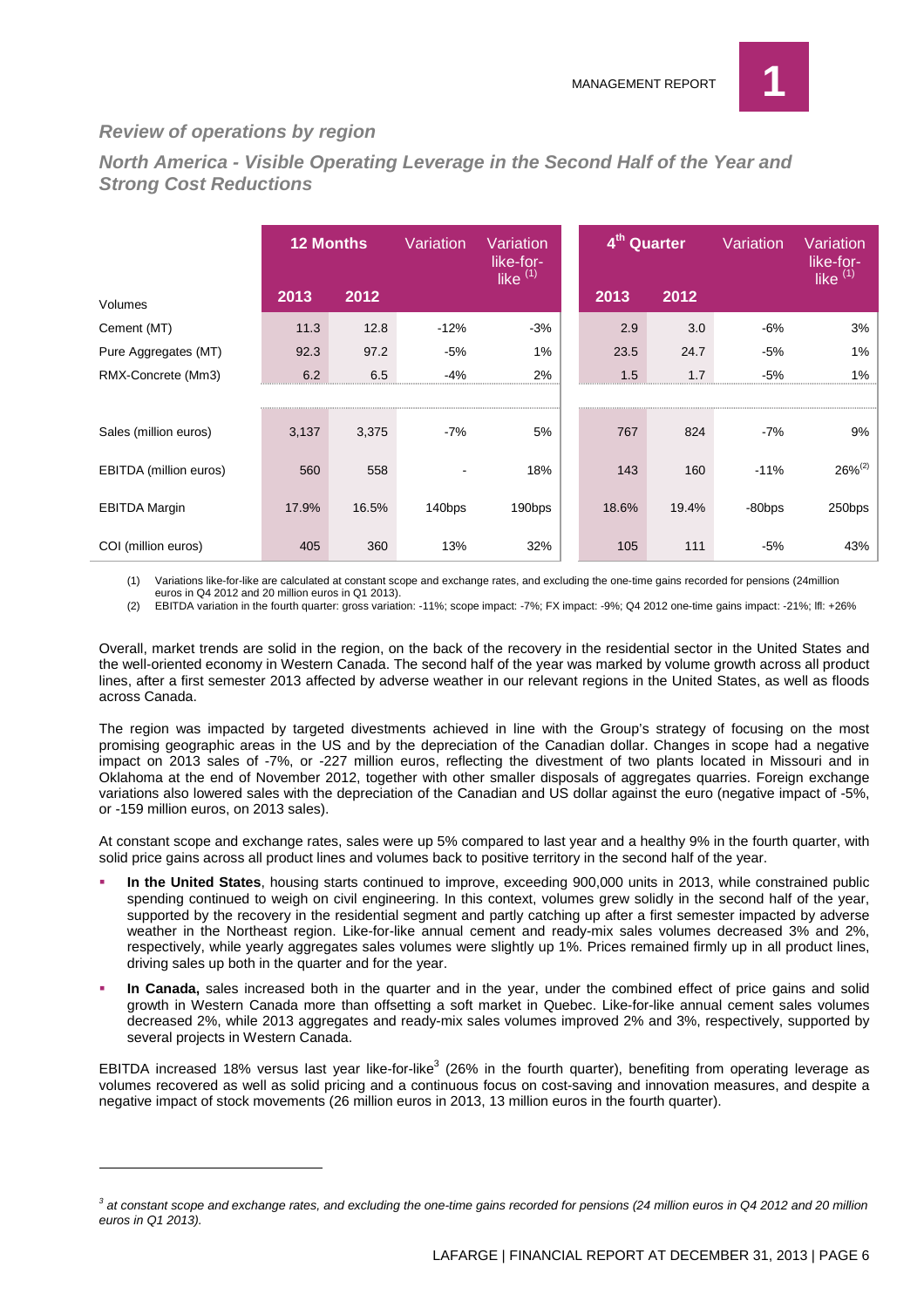## *Review of operations by region*

### *North America - Visible Operating Leverage in the Second Half of the Year and Strong Cost Reductions*

| | 12 Months | | Variation | Variation like-for-like [(1)] | 4th Quarter | | Variation | Variation like-for-like [(1)] |
|---|---|---|---|---|---|---|---|---|
| Volumes | 2013 | 2012 | | | 2013 | 2012 | | |
| Cement (MT) | 11.3 | 12.8 | -12% | -3% | 2.9 | 3.0 | -6% | 3% |
| Pure Aggregates (MT) | 92.3 | 97.2 | -5% | 1% | 23.5 | 24.7 | -5% | 1% |
| RMX-Concrete (Mm3) | 6.2 | 6.5 | -4% | 2% | 1.5 | 1.7 | -5% | 1% |
| Sales (million euros) | 3,137 | 3,375 | -7% | 5% | 767 | 824 | -7% | 9% |
| EBITDA (million euros) | 560 | 558 | - | 18% | 143 | 160 | -11% | 26%[(2)] |
| EBITDA Margin | 17.9% | 16.5% | 140bps | 190bps | 18.6% | 19.4% | -80bps | 250bps |
| COI (million euros) | 405 | 360 | 13% | 32% | 105 | 111 | -5% | 43% |

(1) Variations like-for-like are calculated at constant scope and exchange rates, and excluding the one-time gains recorded for pensions (24million euros in Q4 2012 and 20 million euros in Q1 2013).

(2) EBITDA variation in the fourth quarter: gross variation: -11%; scope impact: -7%; FX impact: -9%; Q4 2012 one-time gains impact: -21%; lfl: +26%

Overall, market trends are solid in the region, on the back of the recovery in the residential sector in the United States and the well-oriented economy in Western Canada. The second half of the year was marked by volume growth across all product lines, after a first semester 2013 affected by adverse weather in our relevant regions in the United States, as well as floods across Canada.

The region was impacted by targeted divestments achieved in line with the Group's strategy of focusing on the most promising geographic areas in the US and by the depreciation of the Canadian dollar. Changes in scope had a negative impact on 2013 sales of -7%, or -227 million euros, reflecting the divestment of two plants located in Missouri and in Oklahoma at the end of November 2012, together with other smaller disposals of aggregates quarries. Foreign exchange variations also lowered sales with the depreciation of the Canadian and US dollar against the euro (negative impact of -5%, or -159 million euros, on 2013 sales).

At constant scope and exchange rates, sales were up 5% compared to last year and a healthy 9% in the fourth quarter, with solid price gains across all product lines and volumes back to positive territory in the second half of the year.

- **In the United States**, housing starts continued to improve, exceeding 900,000 units in 2013, while constrained public spending continued to weigh on civil engineering. In this context, volumes grew solidly in the second half of the year, supported by the recovery in the residential segment and partly catching up after a first semester impacted by adverse weather in the Northeast region. Like-for-like annual cement and ready-mix sales volumes decreased 3% and 2%, respectively, while yearly aggregates sales volumes were slightly up 1%. Prices remained firmly up in all product lines, driving sales up both in the quarter and for the year.
- **In Canada,** sales increased both in the quarter and in the year, under the combined effect of price gains and solid growth in Western Canada more than offsetting a soft market in Quebec. Like-for-like annual cement sales volumes decreased 2%, while 2013 aggregates and ready-mix sales volumes improved 2% and 3%, respectively, supported by several projects in Western Canada.

EBITDA increased 18% versus last year like-for-like[3] (26% in the fourth quarter), benefiting from operating leverage as volumes recovered as well as solid pricing and a continuous focus on cost-saving and innovation measures, and despite a negative impact of stock movements (26 million euros in 2013, 13 million euros in the fourth quarter).

[3] *at constant scope and exchange rates, and excluding the one-time gains recorded for pensions (24 million euros in Q4 2012 and 20 million euros in Q1 2013).*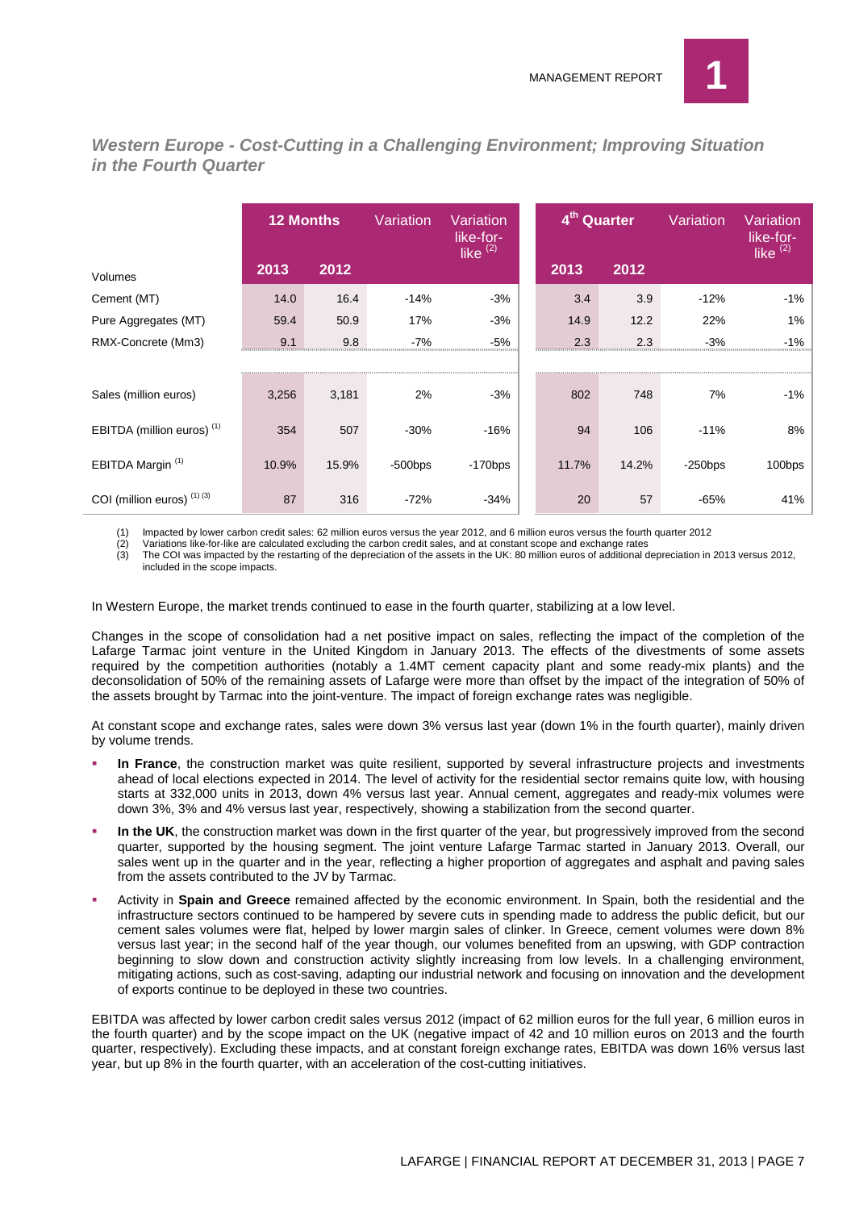## *Western Europe - Cost-Cutting in a Challenging Environment; Improving Situation in the Fourth Quarter*

| | 12 Months | | Variation | Variation like-for-like [(2)] | 4[th] Quarter | | Variation | Variation like-for-like [(2)] |
|---|---|---|---|---|---|---|---|---|
| Volumes | 2013 | 2012 | | | 2013 | 2012 | | |
| Cement (MT) | 14.0 | 16.4 | -14% | -3% | 3.4 | 3.9 | -12% | -1% |
| Pure Aggregates (MT) | 59.4 | 50.9 | 17% | -3% | 14.9 | 12.2 | 22% | 1% |
| RMX-Concrete (Mm3) | 9.1 | 9.8 | -7% | -5% | 2.3 | 2.3 | -3% | -1% |
| Sales (million euros) | 3,256 | 3,181 | 2% | -3% | 802 | 748 | 7% | -1% |
| EBITDA (million euros) [(1)] | 354 | 507 | -30% | -16% | 94 | 106 | -11% | 8% |
| EBITDA Margin [(1)] | 10.9% | 15.9% | -500bps | -170bps | 11.7% | 14.2% | -250bps | 100bps |
| COI (million euros) [(1) (3)] | 87 | 316 | -72% | -34% | 20 | 57 | -65% | 41% |

(1) Impacted by lower carbon credit sales: 62 million euros versus the year 2012, and 6 million euros versus the fourth quarter 2012
(2) Variations like-for-like are calculated excluding the carbon credit sales, and at constant scope and exchange rates
(3) The COI was impacted by the restarting of the depreciation of the assets in the UK: 80 million euros of additional depreciation in 2013 versus 2012, included in the scope impacts.

In Western Europe, the market trends continued to ease in the fourth quarter, stabilizing at a low level.

Changes in the scope of consolidation had a net positive impact on sales, reflecting the impact of the completion of the Lafarge Tarmac joint venture in the United Kingdom in January 2013. The effects of the divestments of some assets required by the competition authorities (notably a 1.4MT cement capacity plant and some ready-mix plants) and the deconsolidation of 50% of the remaining assets of Lafarge were more than offset by the impact of the integration of 50% of the assets brought by Tarmac into the joint-venture. The impact of foreign exchange rates was negligible.

At constant scope and exchange rates, sales were down 3% versus last year (down 1% in the fourth quarter), mainly driven by volume trends.

- **In France**, the construction market was quite resilient, supported by several infrastructure projects and investments ahead of local elections expected in 2014. The level of activity for the residential sector remains quite low, with housing starts at 332,000 units in 2013, down 4% versus last year. Annual cement, aggregates and ready-mix volumes were down 3%, 3% and 4% versus last year, respectively, showing a stabilization from the second quarter.
- **In the UK**, the construction market was down in the first quarter of the year, but progressively improved from the second quarter, supported by the housing segment. The joint venture Lafarge Tarmac started in January 2013. Overall, our sales went up in the quarter and in the year, reflecting a higher proportion of aggregates and asphalt and paving sales from the assets contributed to the JV by Tarmac.
- Activity in **Spain and Greece** remained affected by the economic environment. In Spain, both the residential and the infrastructure sectors continued to be hampered by severe cuts in spending made to address the public deficit, but our cement sales volumes were flat, helped by lower margin sales of clinker. In Greece, cement volumes were down 8% versus last year; in the second half of the year though, our volumes benefited from an upswing, with GDP contraction beginning to slow down and construction activity slightly increasing from low levels. In a challenging environment, mitigating actions, such as cost-saving, adapting our industrial network and focusing on innovation and the development of exports continue to be deployed in these two countries.

EBITDA was affected by lower carbon credit sales versus 2012 (impact of 62 million euros for the full year, 6 million euros in the fourth quarter) and by the scope impact on the UK (negative impact of 42 and 10 million euros on 2013 and the fourth quarter, respectively). Excluding these impacts, and at constant foreign exchange rates, EBITDA was down 16% versus last year, but up 8% in the fourth quarter, with an acceleration of the cost-cutting initiatives.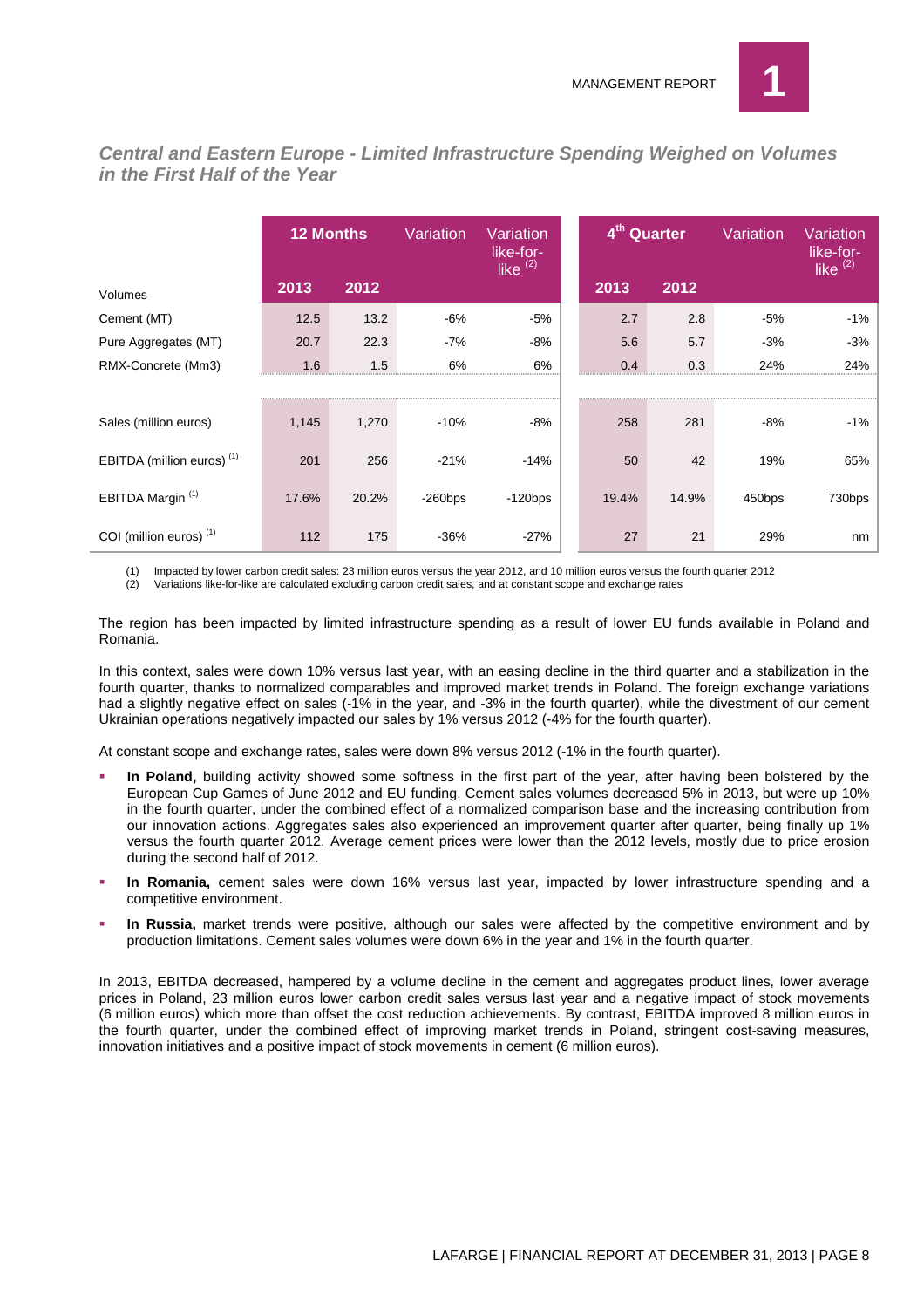## *Central and Eastern Europe - Limited Infrastructure Spending Weighed on Volumes in the First Half of the Year*

| | 12 Months | | Variation | Variation like-for-like [(2)] | 4th Quarter | | Variation | Variation like-for-like [(2)] |
|---|---|---|---|---|---|---|---|---|
| Volumes | 2013 | 2012 | | | 2013 | 2012 | | |
| Cement (MT) | 12.5 | 13.2 | -6% | -5% | 2.7 | 2.8 | -5% | -1% |
| Pure Aggregates (MT) | 20.7 | 22.3 | -7% | -8% | 5.6 | 5.7 | -3% | -3% |
| RMX-Concrete (Mm3) | 1.6 | 1.5 | 6% | 6% | 0.4 | 0.3 | 24% | 24% |
| | | | | | | | | |
| Sales (million euros) | 1,145 | 1,270 | -10% | -8% | 258 | 281 | -8% | -1% |
| EBITDA (million euros) [(1)] | 201 | 256 | -21% | -14% | 50 | 42 | 19% | 65% |
| EBITDA Margin [(1)] | 17.6% | 20.2% | -260bps | -120bps | 19.4% | 14.9% | 450bps | 730bps |
| COI (million euros) [(1)] | 112 | 175 | -36% | -27% | 27 | 21 | 29% | nm |

(1) Impacted by lower carbon credit sales: 23 million euros versus the year 2012, and 10 million euros versus the fourth quarter 2012
(2) Variations like-for-like are calculated excluding carbon credit sales, and at constant scope and exchange rates

The region has been impacted by limited infrastructure spending as a result of lower EU funds available in Poland and Romania.

In this context, sales were down 10% versus last year, with an easing decline in the third quarter and a stabilization in the fourth quarter, thanks to normalized comparables and improved market trends in Poland. The foreign exchange variations had a slightly negative effect on sales (-1% in the year, and -3% in the fourth quarter), while the divestment of our cement Ukrainian operations negatively impacted our sales by 1% versus 2012 (-4% for the fourth quarter).

At constant scope and exchange rates, sales were down 8% versus 2012 (-1% in the fourth quarter).

- **In Poland,** building activity showed some softness in the first part of the year, after having been bolstered by the European Cup Games of June 2012 and EU funding. Cement sales volumes decreased 5% in 2013, but were up 10% in the fourth quarter, under the combined effect of a normalized comparison base and the increasing contribution from our innovation actions. Aggregates sales also experienced an improvement quarter after quarter, being finally up 1% versus the fourth quarter 2012. Average cement prices were lower than the 2012 levels, mostly due to price erosion during the second half of 2012.
- **In Romania,** cement sales were down 16% versus last year, impacted by lower infrastructure spending and a competitive environment.
- **In Russia,** market trends were positive, although our sales were affected by the competitive environment and by production limitations. Cement sales volumes were down 6% in the year and 1% in the fourth quarter.

In 2013, EBITDA decreased, hampered by a volume decline in the cement and aggregates product lines, lower average prices in Poland, 23 million euros lower carbon credit sales versus last year and a negative impact of stock movements (6 million euros) which more than offset the cost reduction achievements. By contrast, EBITDA improved 8 million euros in the fourth quarter, under the combined effect of improving market trends in Poland, stringent cost-saving measures, innovation initiatives and a positive impact of stock movements in cement (6 million euros).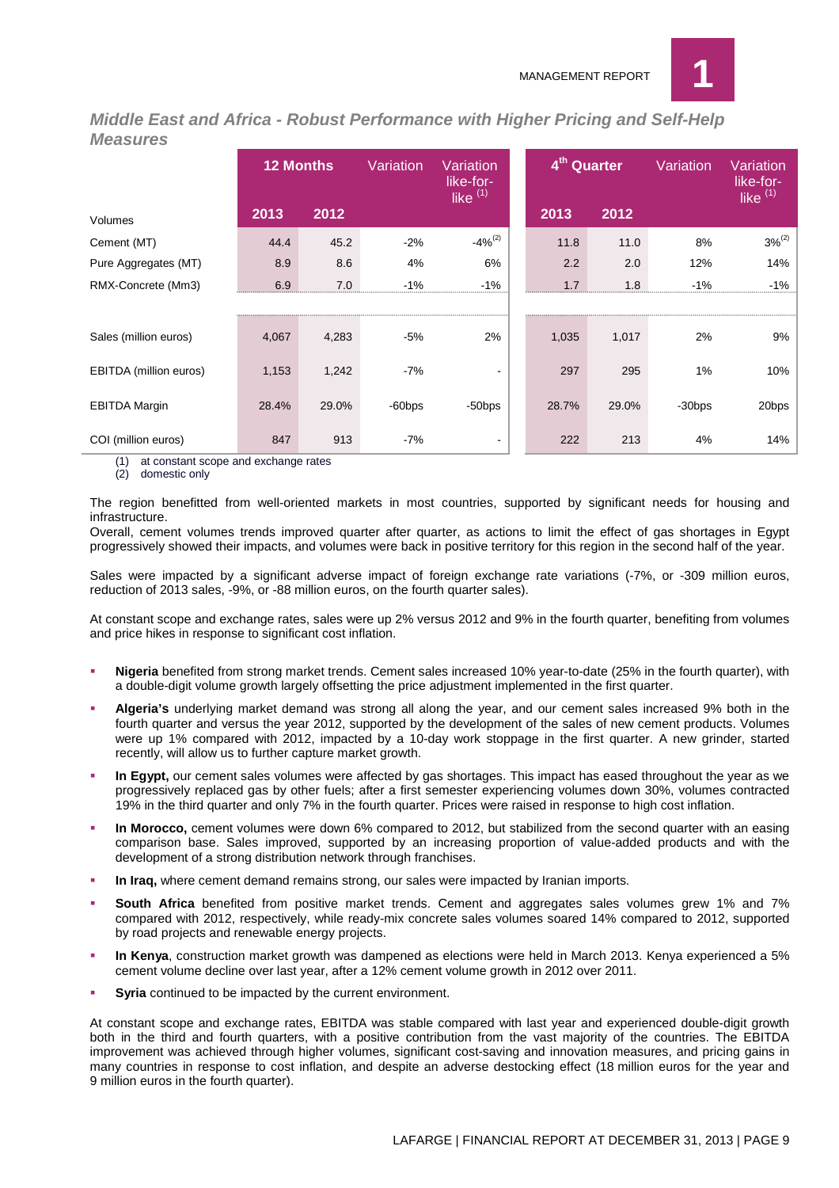## *Middle East and Africa - Robust Performance with Higher Pricing and Self-Help Measures*

| | 12 Months | | Variation | Variation like-for-like [(1)] | 4th Quarter | | Variation | Variation like-for-like [(1)] |
|---|---|---|---|---|---|---|---|---|
| Volumes | 2013 | 2012 | | | 2013 | 2012 | | |
| Cement (MT) | 44.4 | 45.2 | -2% | -4%[(2)] | 11.8 | 11.0 | 8% | 3%[(2)] |
| Pure Aggregates (MT) | 8.9 | 8.6 | 4% | 6% | 2.2 | 2.0 | 12% | 14% |
| RMX-Concrete (Mm3) | 6.9 | 7.0 | -1% | -1% | 1.7 | 1.8 | -1% | -1% |
| | | | | | | | | |
| Sales (million euros) | 4,067 | 4,283 | -5% | 2% | 1,035 | 1,017 | 2% | 9% |
| EBITDA (million euros) | 1,153 | 1,242 | -7% | - | 297 | 295 | 1% | 10% |
| EBITDA Margin | 28.4% | 29.0% | -60bps | -50bps | 28.7% | 29.0% | -30bps | 20bps |
| COI (million euros) | 847 | 913 | -7% | - | 222 | 213 | 4% | 14% |

(1) at constant scope and exchange rates
(2) domestic only

The region benefitted from well-oriented markets in most countries, supported by significant needs for housing and infrastructure.
Overall, cement volumes trends improved quarter after quarter, as actions to limit the effect of gas shortages in Egypt progressively showed their impacts, and volumes were back in positive territory for this region in the second half of the year.

Sales were impacted by a significant adverse impact of foreign exchange rate variations (-7%, or -309 million euros, reduction of 2013 sales, -9%, or -88 million euros, on the fourth quarter sales).

At constant scope and exchange rates, sales were up 2% versus 2012 and 9% in the fourth quarter, benefiting from volumes and price hikes in response to significant cost inflation.

- **Nigeria** benefited from strong market trends. Cement sales increased 10% year-to-date (25% in the fourth quarter), with a double-digit volume growth largely offsetting the price adjustment implemented in the first quarter.
- **Algeria's** underlying market demand was strong all along the year, and our cement sales increased 9% both in the fourth quarter and versus the year 2012, supported by the development of the sales of new cement products. Volumes were up 1% compared with 2012, impacted by a 10-day work stoppage in the first quarter. A new grinder, started recently, will allow us to further capture market growth.
- **In Egypt,** our cement sales volumes were affected by gas shortages. This impact has eased throughout the year as we progressively replaced gas by other fuels; after a first semester experiencing volumes down 30%, volumes contracted 19% in the third quarter and only 7% in the fourth quarter. Prices were raised in response to high cost inflation.
- **In Morocco,** cement volumes were down 6% compared to 2012, but stabilized from the second quarter with an easing comparison base. Sales improved, supported by an increasing proportion of value-added products and with the development of a strong distribution network through franchises.
- **In Iraq,** where cement demand remains strong, our sales were impacted by Iranian imports.
- **South Africa** benefited from positive market trends. Cement and aggregates sales volumes grew 1% and 7% compared with 2012, respectively, while ready-mix concrete sales volumes soared 14% compared to 2012, supported by road projects and renewable energy projects.
- **In Kenya**, construction market growth was dampened as elections were held in March 2013. Kenya experienced a 5% cement volume decline over last year, after a 12% cement volume growth in 2012 over 2011.
- **Syria** continued to be impacted by the current environment.

At constant scope and exchange rates, EBITDA was stable compared with last year and experienced double-digit growth both in the third and fourth quarters, with a positive contribution from the vast majority of the countries. The EBITDA improvement was achieved through higher volumes, significant cost-saving and innovation measures, and pricing gains in many countries in response to cost inflation, and despite an adverse destocking effect (18 million euros for the year and 9 million euros in the fourth quarter).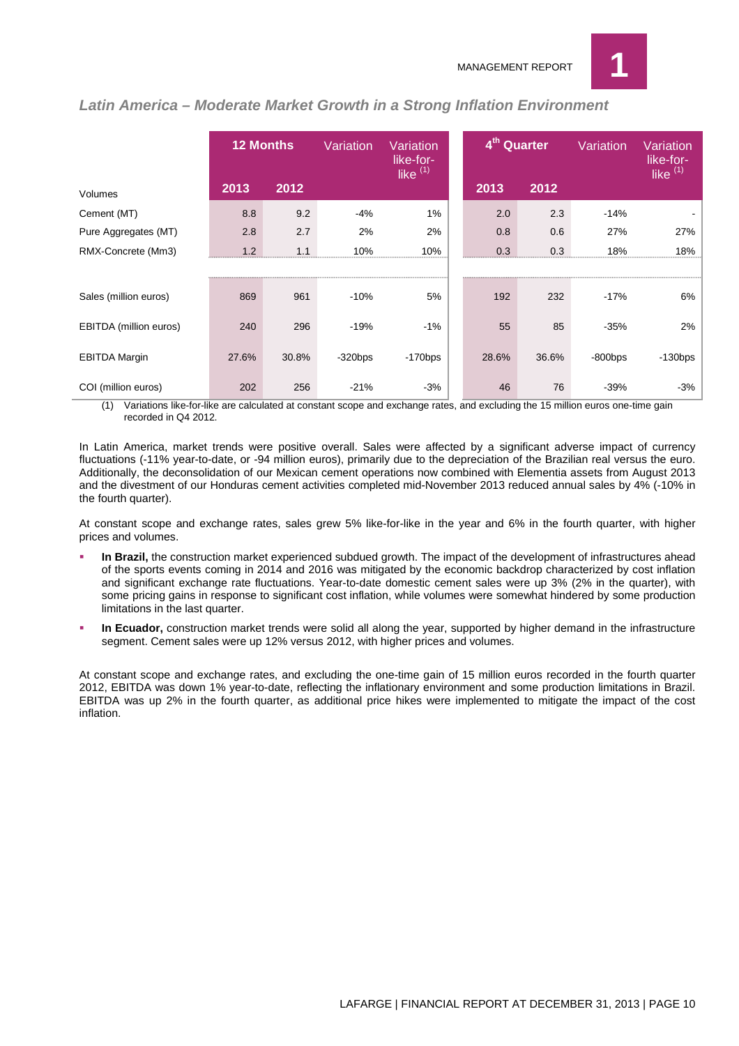### *Latin America – Moderate Market Growth in a Strong Inflation Environment*

| Volumes | 12 Months | | Variation | Variation like-for-like (1) | 4th Quarter | | Variation | Variation like-for-like (1) |
|---|---|---|---|---|---|---|---|---|
| | 2013 | 2012 | | | 2013 | 2012 | | |
| Cement (MT) | 8.8 | 9.2 | -4% | 1% | 2.0 | 2.3 | -14% | - |
| Pure Aggregates (MT) | 2.8 | 2.7 | 2% | 2% | 0.8 | 0.6 | 27% | 27% |
| RMX-Concrete (Mm3) | 1.2 | 1.1 | 10% | 10% | 0.3 | 0.3 | 18% | 18% |
| | | | | | | | | |
| Sales (million euros) | 869 | 961 | -10% | 5% | 192 | 232 | -17% | 6% |
| EBITDA (million euros) | 240 | 296 | -19% | -1% | 55 | 85 | -35% | 2% |
| EBITDA Margin | 27.6% | 30.8% | -320bps | -170bps | 28.6% | 36.6% | -800bps | -130bps |
| COI (million euros) | 202 | 256 | -21% | -3% | 46 | 76 | -39% | -3% |

(1) Variations like-for-like are calculated at constant scope and exchange rates, and excluding the 15 million euros one-time gain recorded in Q4 2012.

In Latin America, market trends were positive overall. Sales were affected by a significant adverse impact of currency fluctuations (-11% year-to-date, or -94 million euros), primarily due to the depreciation of the Brazilian real versus the euro. Additionally, the deconsolidation of our Mexican cement operations now combined with Elementia assets from August 2013 and the divestment of our Honduras cement activities completed mid-November 2013 reduced annual sales by 4% (-10% in the fourth quarter).

At constant scope and exchange rates, sales grew 5% like-for-like in the year and 6% in the fourth quarter, with higher prices and volumes.

- **In Brazil,** the construction market experienced subdued growth. The impact of the development of infrastructures ahead of the sports events coming in 2014 and 2016 was mitigated by the economic backdrop characterized by cost inflation and significant exchange rate fluctuations. Year-to-date domestic cement sales were up 3% (2% in the quarter), with some pricing gains in response to significant cost inflation, while volumes were somewhat hindered by some production limitations in the last quarter.
- **In Ecuador,** construction market trends were solid all along the year, supported by higher demand in the infrastructure segment. Cement sales were up 12% versus 2012, with higher prices and volumes.

At constant scope and exchange rates, and excluding the one-time gain of 15 million euros recorded in the fourth quarter 2012, EBITDA was down 1% year-to-date, reflecting the inflationary environment and some production limitations in Brazil. EBITDA was up 2% in the fourth quarter, as additional price hikes were implemented to mitigate the impact of the cost inflation.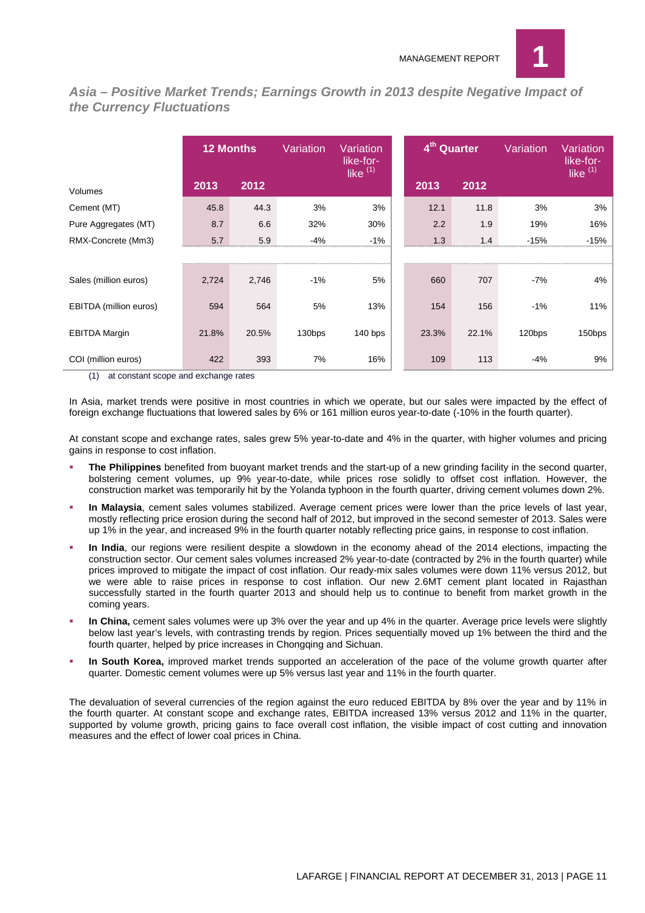## *Asia – Positive Market Trends; Earnings Growth in 2013 despite Negative Impact of the Currency Fluctuations*

| | 12 Months | | Variation | Variation like-for-like [(1)] | 4th Quarter | | Variation | Variation like-for-like [(1)] |
|---|---|---|---|---|---|---|---|---|
| Volumes | 2013 | 2012 | | | 2013 | 2012 | | |
| Cement (MT) | 45.8 | 44.3 | 3% | 3% | 12.1 | 11.8 | 3% | 3% |
| Pure Aggregates (MT) | 8.7 | 6.6 | 32% | 30% | 2.2 | 1.9 | 19% | 16% |
| RMX-Concrete (Mm3) | 5.7 | 5.9 | -4% | -1% | 1.3 | 1.4 | -15% | -15% |
| Sales (million euros) | 2,724 | 2,746 | -1% | 5% | 660 | 707 | -7% | 4% |
| EBITDA (million euros) | 594 | 564 | 5% | 13% | 154 | 156 | -1% | 11% |
| EBITDA Margin | 21.8% | 20.5% | 130bps | 140 bps | 23.3% | 22.1% | 120bps | 150bps |
| COI (million euros) | 422 | 393 | 7% | 16% | 109 | 113 | -4% | 9% |

(1) at constant scope and exchange rates

In Asia, market trends were positive in most countries in which we operate, but our sales were impacted by the effect of foreign exchange fluctuations that lowered sales by 6% or 161 million euros year-to-date (-10% in the fourth quarter).

At constant scope and exchange rates, sales grew 5% year-to-date and 4% in the quarter, with higher volumes and pricing gains in response to cost inflation.

- **The Philippines** benefited from buoyant market trends and the start-up of a new grinding facility in the second quarter, bolstering cement volumes, up 9% year-to-date, while prices rose solidly to offset cost inflation. However, the construction market was temporarily hit by the Yolanda typhoon in the fourth quarter, driving cement volumes down 2%.
- **In Malaysia**, cement sales volumes stabilized. Average cement prices were lower than the price levels of last year, mostly reflecting price erosion during the second half of 2012, but improved in the second semester of 2013. Sales were up 1% in the year, and increased 9% in the fourth quarter notably reflecting price gains, in response to cost inflation.
- **In India**, our regions were resilient despite a slowdown in the economy ahead of the 2014 elections, impacting the construction sector. Our cement sales volumes increased 2% year-to-date (contracted by 2% in the fourth quarter) while prices improved to mitigate the impact of cost inflation. Our ready-mix sales volumes were down 11% versus 2012, but we were able to raise prices in response to cost inflation. Our new 2.6MT cement plant located in Rajasthan successfully started in the fourth quarter 2013 and should help us to continue to benefit from market growth in the coming years.
- **In China,** cement sales volumes were up 3% over the year and up 4% in the quarter. Average price levels were slightly below last year's levels, with contrasting trends by region. Prices sequentially moved up 1% between the third and the fourth quarter, helped by price increases in Chongqing and Sichuan.
- **In South Korea,** improved market trends supported an acceleration of the pace of the volume growth quarter after quarter. Domestic cement volumes were up 5% versus last year and 11% in the fourth quarter.

The devaluation of several currencies of the region against the euro reduced EBITDA by 8% over the year and by 11% in the fourth quarter. At constant scope and exchange rates, EBITDA increased 13% versus 2012 and 11% in the quarter, supported by volume growth, pricing gains to face overall cost inflation, the visible impact of cost cutting and innovation measures and the effect of lower coal prices in China.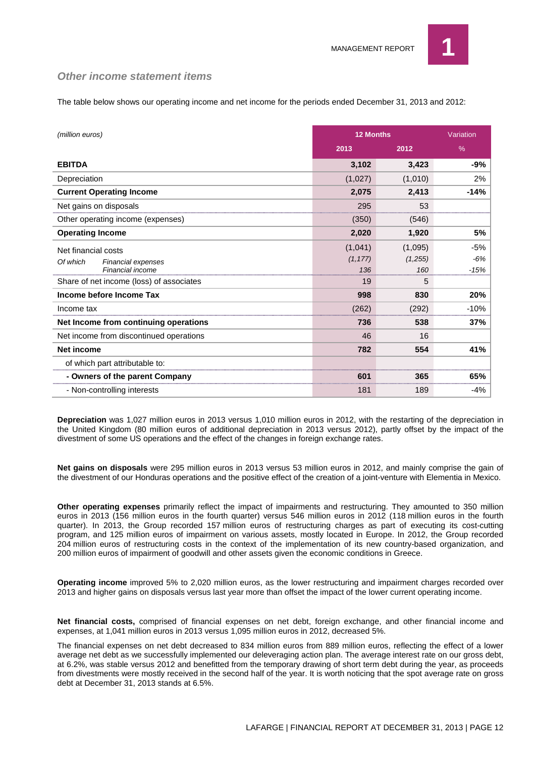### *Other income statement items*

The table below shows our operating income and net income for the periods ended December 31, 2013 and 2012:

| *(million euros)* | 12 Months | | Variation |
|---|---|---|---|
| | 2013 | 2012 | % |
| **EBITDA** | **3,102** | **3,423** | **-9%** |
| Depreciation | (1,027) | (1,010) | 2% |
| **Current Operating Income** | **2,075** | **2,413** | **-14%** |
| Net gains on disposals | 295 | 53 | |
| Other operating income (expenses) | (350) | (546) | |
| **Operating Income** | **2,020** | **1,920** | **5%** |
| Net financial costs | (1,041) | (1,095) | -5% |
| *Of which Financial expenses* | *(1,177)* | *(1,255)* | *-6%* |
| *Financial income* | *136* | *160* | *-15%* |
| Share of net income (loss) of associates | 19 | 5 | |
| **Income before Income Tax** | **998** | **830** | **20%** |
| Income tax | (262) | (292) | -10% |
| **Net Income from continuing operations** | **736** | **538** | **37%** |
| Net income from discontinued operations | 46 | 16 | |
| **Net income** | **782** | **554** | **41%** |
| of which part attributable to: | | | |
| **- Owners of the parent Company** | **601** | **365** | **65%** |
| - Non-controlling interests | 181 | 189 | -4% |

**Depreciation** was 1,027 million euros in 2013 versus 1,010 million euros in 2012, with the restarting of the depreciation in the United Kingdom (80 million euros of additional depreciation in 2013 versus 2012), partly offset by the impact of the divestment of some US operations and the effect of the changes in foreign exchange rates.

**Net gains on disposals** were 295 million euros in 2013 versus 53 million euros in 2012, and mainly comprise the gain of the divestment of our Honduras operations and the positive effect of the creation of a joint-venture with Elementia in Mexico.

**Other operating expenses** primarily reflect the impact of impairments and restructuring. They amounted to 350 million euros in 2013 (156 million euros in the fourth quarter) versus 546 million euros in 2012 (118 million euros in the fourth quarter). In 2013, the Group recorded 157 million euros of restructuring charges as part of executing its cost-cutting program, and 125 million euros of impairment on various assets, mostly located in Europe. In 2012, the Group recorded 204 million euros of restructuring costs in the context of the implementation of its new country-based organization, and 200 million euros of impairment of goodwill and other assets given the economic conditions in Greece.

**Operating income** improved 5% to 2,020 million euros, as the lower restructuring and impairment charges recorded over 2013 and higher gains on disposals versus last year more than offset the impact of the lower current operating income.

**Net financial costs,** comprised of financial expenses on net debt, foreign exchange, and other financial income and expenses, at 1,041 million euros in 2013 versus 1,095 million euros in 2012, decreased 5%.

The financial expenses on net debt decreased to 834 million euros from 889 million euros, reflecting the effect of a lower average net debt as we successfully implemented our deleveraging action plan. The average interest rate on our gross debt, at 6.2%, was stable versus 2012 and benefitted from the temporary drawing of short term debt during the year, as proceeds from divestments were mostly received in the second half of the year. It is worth noticing that the spot average rate on gross debt at December 31, 2013 stands at 6.5%.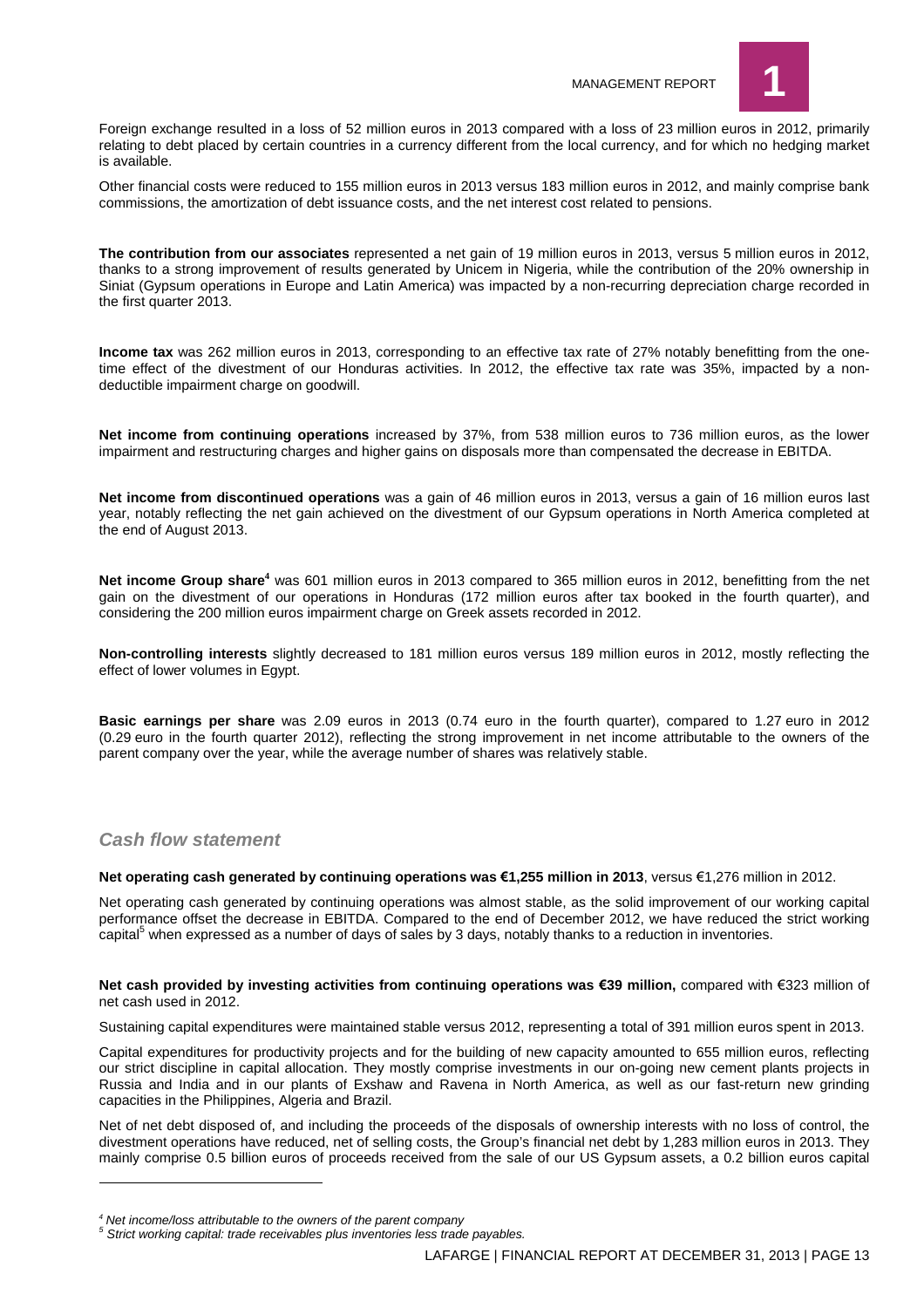Foreign exchange resulted in a loss of 52 million euros in 2013 compared with a loss of 23 million euros in 2012, primarily relating to debt placed by certain countries in a currency different from the local currency, and for which no hedging market is available.

Other financial costs were reduced to 155 million euros in 2013 versus 183 million euros in 2012, and mainly comprise bank commissions, the amortization of debt issuance costs, and the net interest cost related to pensions.

**The contribution from our associates** represented a net gain of 19 million euros in 2013, versus 5 million euros in 2012, thanks to a strong improvement of results generated by Unicem in Nigeria, while the contribution of the 20% ownership in Siniat (Gypsum operations in Europe and Latin America) was impacted by a non-recurring depreciation charge recorded in the first quarter 2013.

**Income tax** was 262 million euros in 2013, corresponding to an effective tax rate of 27% notably benefitting from the one-time effect of the divestment of our Honduras activities. In 2012, the effective tax rate was 35%, impacted by a non-deductible impairment charge on goodwill.

**Net income from continuing operations** increased by 37%, from 538 million euros to 736 million euros, as the lower impairment and restructuring charges and higher gains on disposals more than compensated the decrease in EBITDA.

**Net income from discontinued operations** was a gain of 46 million euros in 2013, versus a gain of 16 million euros last year, notably reflecting the net gain achieved on the divestment of our Gypsum operations in North America completed at the end of August 2013.

**Net income Group share**[4] was 601 million euros in 2013 compared to 365 million euros in 2012, benefitting from the net gain on the divestment of our operations in Honduras (172 million euros after tax booked in the fourth quarter), and considering the 200 million euros impairment charge on Greek assets recorded in 2012.

**Non-controlling interests** slightly decreased to 181 million euros versus 189 million euros in 2012, mostly reflecting the effect of lower volumes in Egypt.

**Basic earnings per share** was 2.09 euros in 2013 (0.74 euro in the fourth quarter), compared to 1.27 euro in 2012 (0.29 euro in the fourth quarter 2012), reflecting the strong improvement in net income attributable to the owners of the parent company over the year, while the average number of shares was relatively stable.

## *Cash flow statement*

**Net operating cash generated by continuing operations was €1,255 million in 2013**, versus €1,276 million in 2012.

Net operating cash generated by continuing operations was almost stable, as the solid improvement of our working capital performance offset the decrease in EBITDA. Compared to the end of December 2012, we have reduced the strict working capital[5] when expressed as a number of days of sales by 3 days, notably thanks to a reduction in inventories.

**Net cash provided by investing activities from continuing operations was €39 million,** compared with €323 million of net cash used in 2012.

Sustaining capital expenditures were maintained stable versus 2012, representing a total of 391 million euros spent in 2013.

Capital expenditures for productivity projects and for the building of new capacity amounted to 655 million euros, reflecting our strict discipline in capital allocation. They mostly comprise investments in our on-going new cement plants projects in Russia and India and in our plants of Exshaw and Ravena in North America, as well as our fast-return new grinding capacities in the Philippines, Algeria and Brazil.

Net of net debt disposed of, and including the proceeds of the disposals of ownership interests with no loss of control, the divestment operations have reduced, net of selling costs, the Group's financial net debt by 1,283 million euros in 2013. They mainly comprise 0.5 billion euros of proceeds received from the sale of our US Gypsum assets, a 0.2 billion euros capital

*[4] Net income/loss attributable to the owners of the parent company*

*[5] Strict working capital: trade receivables plus inventories less trade payables.*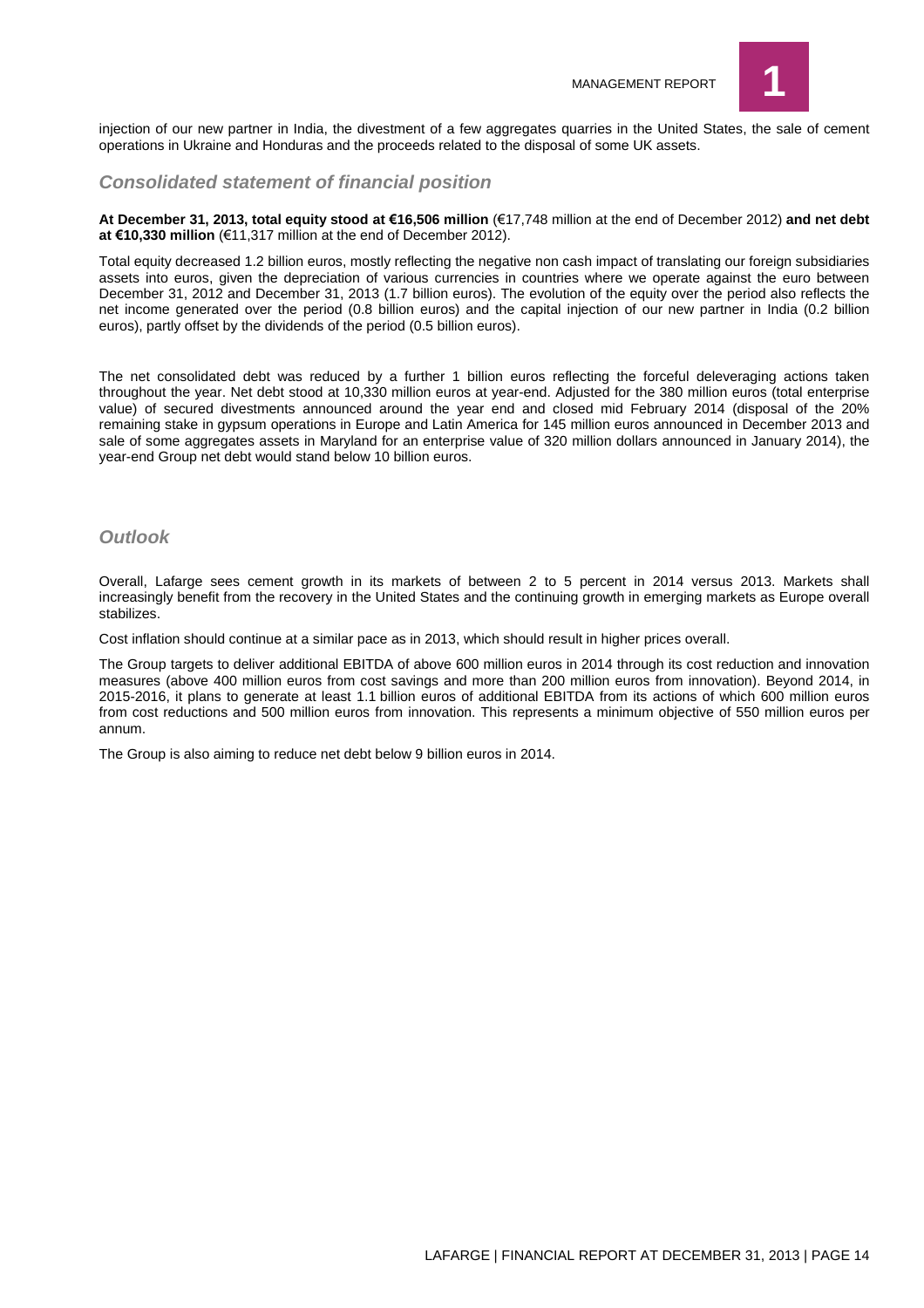injection of our new partner in India, the divestment of a few aggregates quarries in the United States, the sale of cement operations in Ukraine and Honduras and the proceeds related to the disposal of some UK assets.

### *Consolidated statement of financial position*

**At December 31, 2013, total equity stood at €16,506 million** (€17,748 million at the end of December 2012) **and net debt at €10,330 million** (€11,317 million at the end of December 2012).

Total equity decreased 1.2 billion euros, mostly reflecting the negative non cash impact of translating our foreign subsidiaries assets into euros, given the depreciation of various currencies in countries where we operate against the euro between December 31, 2012 and December 31, 2013 (1.7 billion euros). The evolution of the equity over the period also reflects the net income generated over the period (0.8 billion euros) and the capital injection of our new partner in India (0.2 billion euros), partly offset by the dividends of the period (0.5 billion euros).

The net consolidated debt was reduced by a further 1 billion euros reflecting the forceful deleveraging actions taken throughout the year. Net debt stood at 10,330 million euros at year-end. Adjusted for the 380 million euros (total enterprise value) of secured divestments announced around the year end and closed mid February 2014 (disposal of the 20% remaining stake in gypsum operations in Europe and Latin America for 145 million euros announced in December 2013 and sale of some aggregates assets in Maryland for an enterprise value of 320 million dollars announced in January 2014), the year-end Group net debt would stand below 10 billion euros.

### *Outlook*

Overall, Lafarge sees cement growth in its markets of between 2 to 5 percent in 2014 versus 2013. Markets shall increasingly benefit from the recovery in the United States and the continuing growth in emerging markets as Europe overall stabilizes.

Cost inflation should continue at a similar pace as in 2013, which should result in higher prices overall.

The Group targets to deliver additional EBITDA of above 600 million euros in 2014 through its cost reduction and innovation measures (above 400 million euros from cost savings and more than 200 million euros from innovation). Beyond 2014, in 2015-2016, it plans to generate at least 1.1 billion euros of additional EBITDA from its actions of which 600 million euros from cost reductions and 500 million euros from innovation. This represents a minimum objective of 550 million euros per annum.

The Group is also aiming to reduce net debt below 9 billion euros in 2014.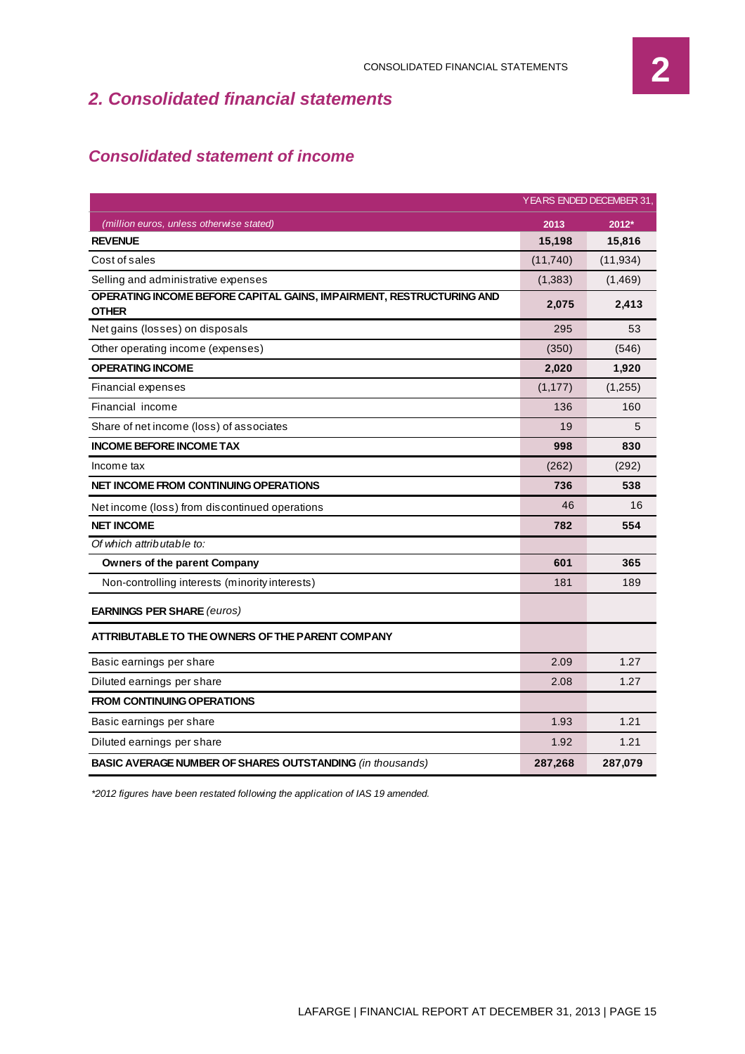# 2. Consolidated financial statements

## Consolidated statement of income

| | YEARS ENDED DECEMBER 31, | |
|---|---|---|
| *(million euros, unless otherwise stated)* | **2013** | **2012*** |
| **REVENUE** | **15,198** | **15,816** |
| Cost of sales | (11,740) | (11,934) |
| Selling and administrative expenses | (1,383) | (1,469) |
| **OPERATING INCOME BEFORE CAPITAL GAINS, IMPAIRMENT, RESTRUCTURING AND OTHER** | **2,075** | **2,413** |
| Net gains (losses) on disposals | 295 | 53 |
| Other operating income (expenses) | (350) | (546) |
| **OPERATING INCOME** | **2,020** | **1,920** |
| Financial expenses | (1,177) | (1,255) |
| Financial income | 136 | 160 |
| Share of net income (loss) of associates | 19 | 5 |
| **INCOME BEFORE INCOME TAX** | **998** | **830** |
| Income tax | (262) | (292) |
| **NET INCOME FROM CONTINUING OPERATIONS** | **736** | **538** |
| Net income (loss) from discontinued operations | 46 | 16 |
| **NET INCOME** | **782** | **554** |
| *Of which attributable to:* | | |
| **Owners of the parent Company** | **601** | **365** |
| Non-controlling interests (minority interests) | 181 | 189 |
| **EARNINGS PER SHARE** *(euros)* | | |
| **ATTRIBUTABLE TO THE OWNERS OF THE PARENT COMPANY** | | |
| Basic earnings per share | 2.09 | 1.27 |
| Diluted earnings per share | 2.08 | 1.27 |
| **FROM CONTINUING OPERATIONS** | | |
| Basic earnings per share | 1.93 | 1.21 |
| Diluted earnings per share | 1.92 | 1.21 |
| **BASIC AVERAGE NUMBER OF SHARES OUTSTANDING** *(in thousands)* | **287,268** | **287,079** |

*\*2012 figures have been restated following the application of IAS 19 amended.*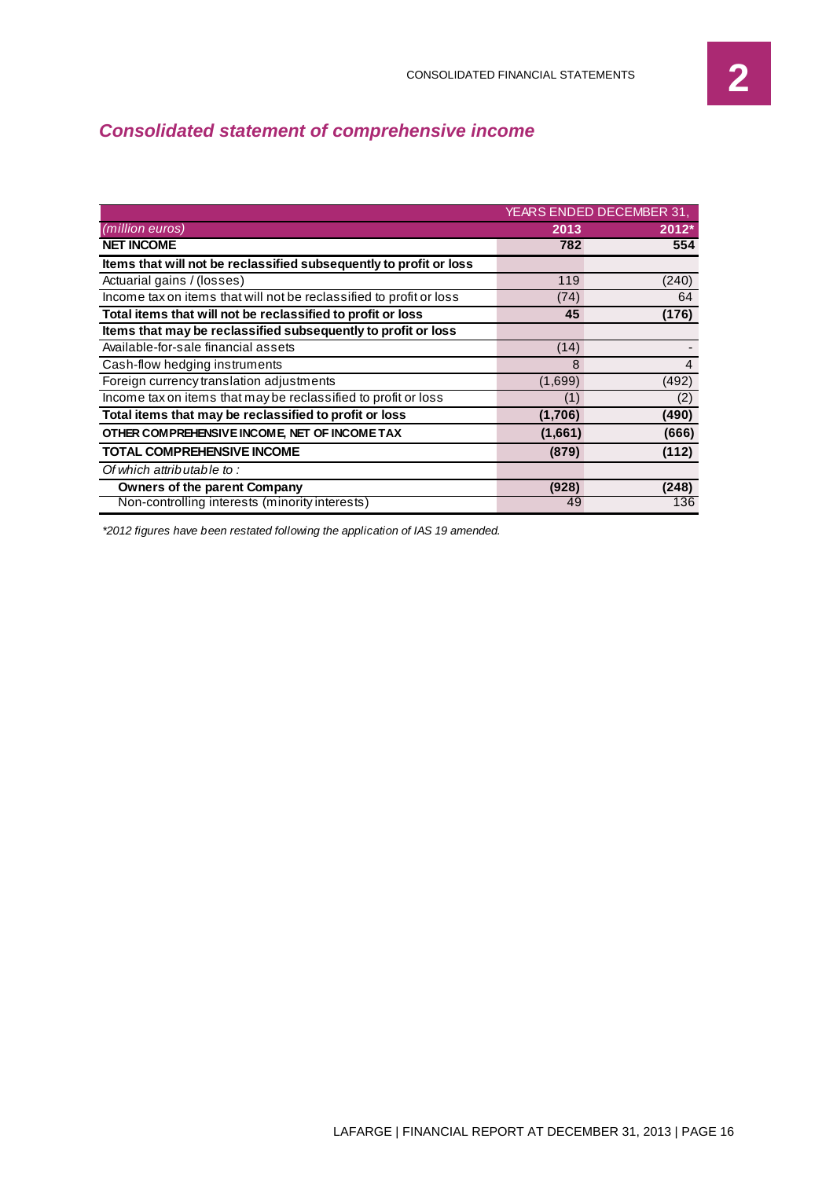## *Consolidated statement of comprehensive income*

| | YEARS ENDED DECEMBER 31, | |
|---|---|---|
| *(million euros)* | **2013** | **2012*** |
| **NET INCOME** | **782** | **554** |
| **Items that will not be reclassified subsequently to profit or loss** | | |
| Actuarial gains / (losses) | 119 | (240) |
| Income tax on items that will not be reclassified to profit or loss | (74) | 64 |
| **Total items that will not be reclassified to profit or loss** | **45** | **(176)** |
| **Items that may be reclassified subsequently to profit or loss** | | |
| Available-for-sale financial assets | (14) | - |
| Cash-flow hedging instruments | 8 | 4 |
| Foreign currency translation adjustments | (1,699) | (492) |
| Income tax on items that may be reclassified to profit or loss | (1) | (2) |
| **Total items that may be reclassified to profit or loss** | **(1,706)** | **(490)** |
| **OTHER COMPREHENSIVE INCOME, NET OF INCOME TAX** | **(1,661)** | **(666)** |
| **TOTAL COMPREHENSIVE INCOME** | **(879)** | **(112)** |
| *Of which attributable to :* | | |
| **Owners of the parent Company** | **(928)** | **(248)** |
| Non-controlling interests (minority interests) | 49 | 136 |

*\*2012 figures have been restated following the application of IAS 19 amended.*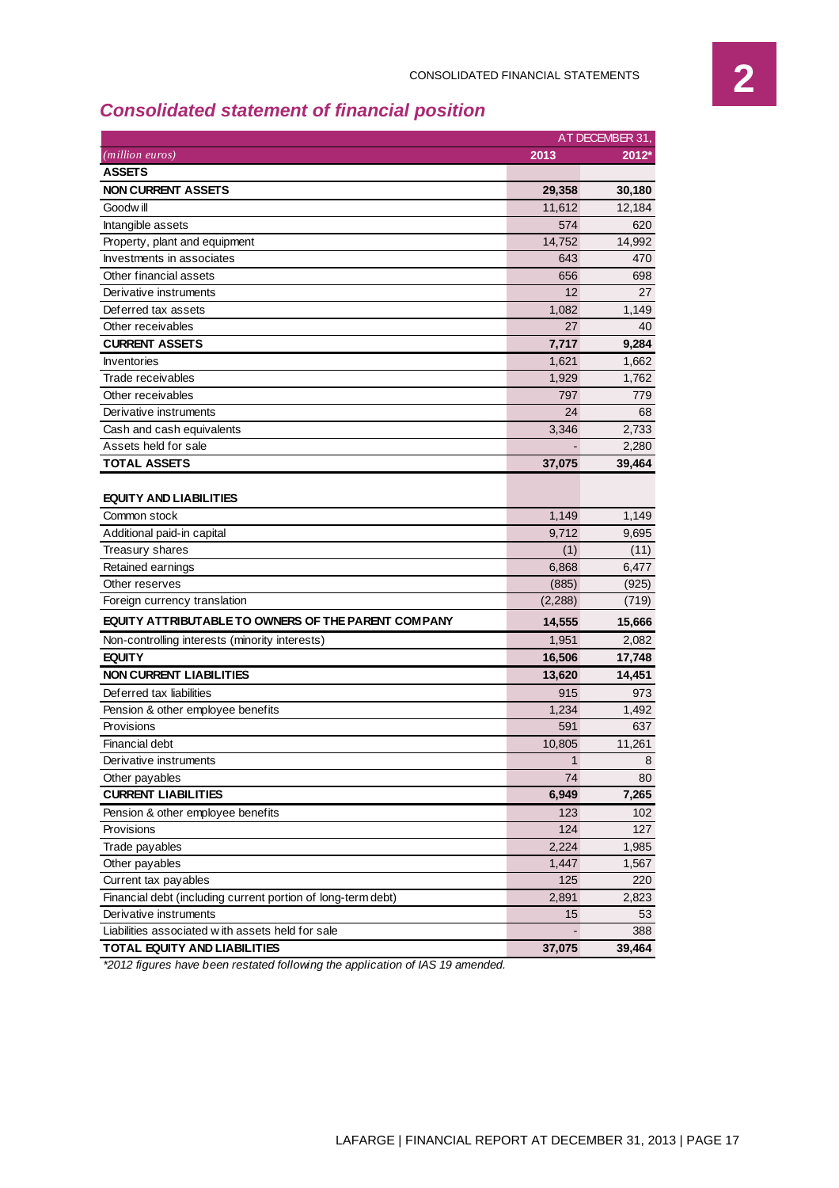## Consolidated statement of financial position

| *(million euros)* | AT DECEMBER 31, 2013 | 2012* |
|---|---|---|
| **ASSETS** | | |
| **NON CURRENT ASSETS** | **29,358** | **30,180** |
| Goodwill | 11,612 | 12,184 |
| Intangible assets | 574 | 620 |
| Property, plant and equipment | 14,752 | 14,992 |
| Investments in associates | 643 | 470 |
| Other financial assets | 656 | 698 |
| Derivative instruments | 12 | 27 |
| Deferred tax assets | 1,082 | 1,149 |
| Other receivables | 27 | 40 |
| **CURRENT ASSETS** | **7,717** | **9,284** |
| Inventories | 1,621 | 1,662 |
| Trade receivables | 1,929 | 1,762 |
| Other receivables | 797 | 779 |
| Derivative instruments | 24 | 68 |
| Cash and cash equivalents | 3,346 | 2,733 |
| Assets held for sale | - | 2,280 |
| **TOTAL ASSETS** | **37,075** | **39,464** |
| | | |
| **EQUITY AND LIABILITIES** | | |
| Common stock | 1,149 | 1,149 |
| Additional paid-in capital | 9,712 | 9,695 |
| Treasury shares | (1) | (11) |
| Retained earnings | 6,868 | 6,477 |
| Other reserves | (885) | (925) |
| Foreign currency translation | (2,288) | (719) |
| **EQUITY ATTRIBUTABLE TO OWNERS OF THE PARENT COMPANY** | **14,555** | **15,666** |
| Non-controlling interests (minority interests) | 1,951 | 2,082 |
| **EQUITY** | **16,506** | **17,748** |
| **NON CURRENT LIABILITIES** | **13,620** | **14,451** |
| Deferred tax liabilities | 915 | 973 |
| Pension & other employee benefits | 1,234 | 1,492 |
| Provisions | 591 | 637 |
| Financial debt | 10,805 | 11,261 |
| Derivative instruments | 1 | 8 |
| Other payables | 74 | 80 |
| **CURRENT LIABILITIES** | **6,949** | **7,265** |
| Pension & other employee benefits | 123 | 102 |
| Provisions | 124 | 127 |
| Trade payables | 2,224 | 1,985 |
| Other payables | 1,447 | 1,567 |
| Current tax payables | 125 | 220 |
| Financial debt (including current portion of long-term debt) | 2,891 | 2,823 |
| Derivative instruments | 15 | 53 |
| Liabilities associated with assets held for sale | - | 388 |
| **TOTAL EQUITY AND LIABILITIES** | **37,075** | **39,464** |

*\*2012 figures have been restated following the application of IAS 19 amended.*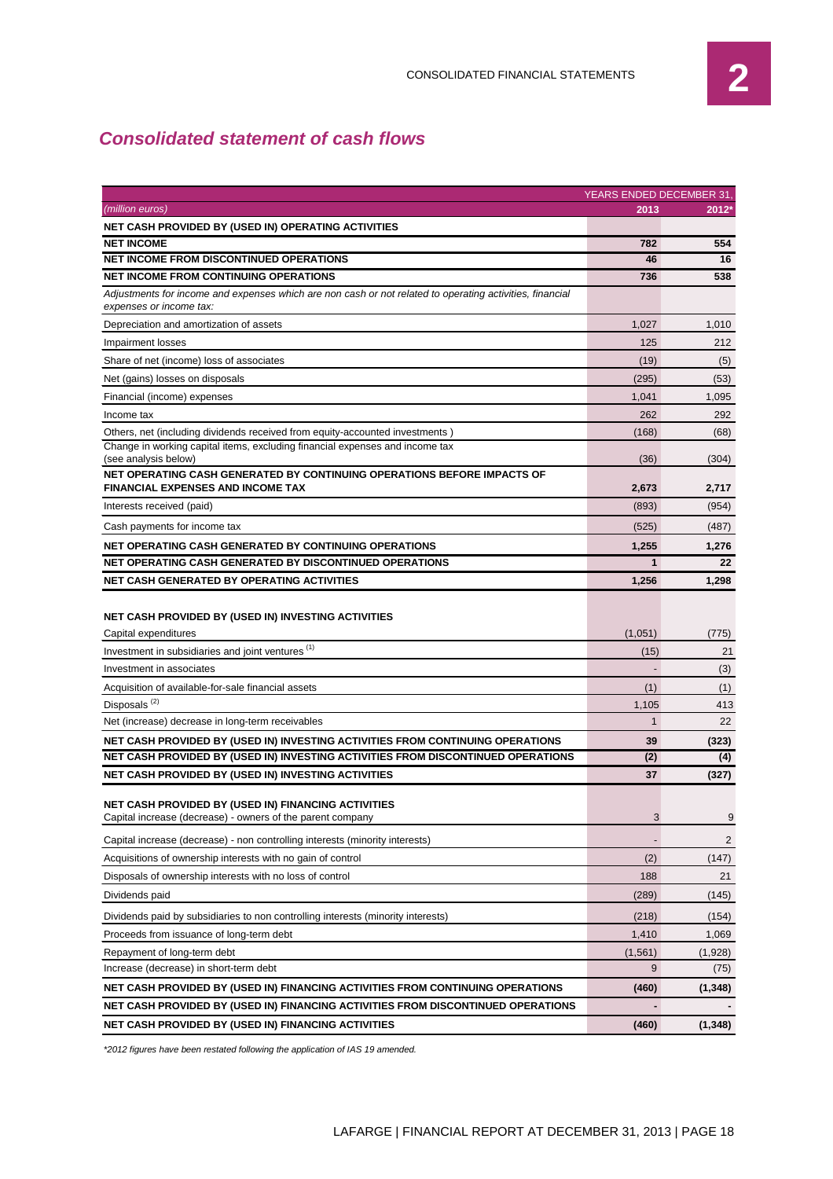## *Consolidated statement of cash flows*

| | YEARS ENDED DECEMBER 31, | |
|---|---|---|
| *(million euros)* | **2013** | **2012*** |
| **NET CASH PROVIDED BY (USED IN) OPERATING ACTIVITIES** | | |
| **NET INCOME** | **782** | **554** |
| **NET INCOME FROM DISCONTINUED OPERATIONS** | **46** | **16** |
| **NET INCOME FROM CONTINUING OPERATIONS** | **736** | **538** |
| *Adjustments for income and expenses which are non cash or not related to operating activities, financial expenses or income tax:* | | |
| Depreciation and amortization of assets | 1,027 | 1,010 |
| Impairment losses | 125 | 212 |
| Share of net (income) loss of associates | (19) | (5) |
| Net (gains) losses on disposals | (295) | (53) |
| Financial (income) expenses | 1,041 | 1,095 |
| Income tax | 262 | 292 |
| Others, net (including dividends received from equity-accounted investments ) | (168) | (68) |
| Change in working capital items, excluding financial expenses and income tax (see analysis below) | (36) | (304) |
| **NET OPERATING CASH GENERATED BY CONTINUING OPERATIONS BEFORE IMPACTS OF FINANCIAL EXPENSES AND INCOME TAX** | **2,673** | **2,717** |
| Interests received (paid) | (893) | (954) |
| Cash payments for income tax | (525) | (487) |
| **NET OPERATING CASH GENERATED BY CONTINUING OPERATIONS** | **1,255** | **1,276** |
| **NET OPERATING CASH GENERATED BY DISCONTINUED OPERATIONS** | **1** | **22** |
| **NET CASH GENERATED BY OPERATING ACTIVITIES** | **1,256** | **1,298** |
| **NET CASH PROVIDED BY (USED IN) INVESTING ACTIVITIES** | | |
| Capital expenditures | (1,051) | (775) |
| Investment in subsidiaries and joint ventures [(1)] | (15) | 21 |
| Investment in associates | - | (3) |
| Acquisition of available-for-sale financial assets | (1) | (1) |
| Disposals [(2)] | 1,105 | 413 |
| Net (increase) decrease in long-term receivables | 1 | 22 |
| **NET CASH PROVIDED BY (USED IN) INVESTING ACTIVITIES FROM CONTINUING OPERATIONS** | **39** | **(323)** |
| **NET CASH PROVIDED BY (USED IN) INVESTING ACTIVITIES FROM DISCONTINUED OPERATIONS** | **(2)** | **(4)** |
| **NET CASH PROVIDED BY (USED IN) INVESTING ACTIVITIES** | **37** | **(327)** |
| **NET CASH PROVIDED BY (USED IN) FINANCING ACTIVITIES** | | |
| Capital increase (decrease) - owners of the parent company | 3 | 9 |
| Capital increase (decrease) - non controlling interests (minority interests) | - | 2 |
| Acquisitions of ownership interests with no gain of control | (2) | (147) |
| Disposals of ownership interests with no loss of control | 188 | 21 |
| Dividends paid | (289) | (145) |
| Dividends paid by subsidiaries to non controlling interests (minority interests) | (218) | (154) |
| Proceeds from issuance of long-term debt | 1,410 | 1,069 |
| Repayment of long-term debt | (1,561) | (1,928) |
| Increase (decrease) in short-term debt | 9 | (75) |
| **NET CASH PROVIDED BY (USED IN) FINANCING ACTIVITIES FROM CONTINUING OPERATIONS** | **(460)** | **(1,348)** |
| **NET CASH PROVIDED BY (USED IN) FINANCING ACTIVITIES FROM DISCONTINUED OPERATIONS** | **-** | **-** |
| **NET CASH PROVIDED BY (USED IN) FINANCING ACTIVITIES** | **(460)** | **(1,348)** |

*\*2012 figures have been restated following the application of IAS 19 amended.*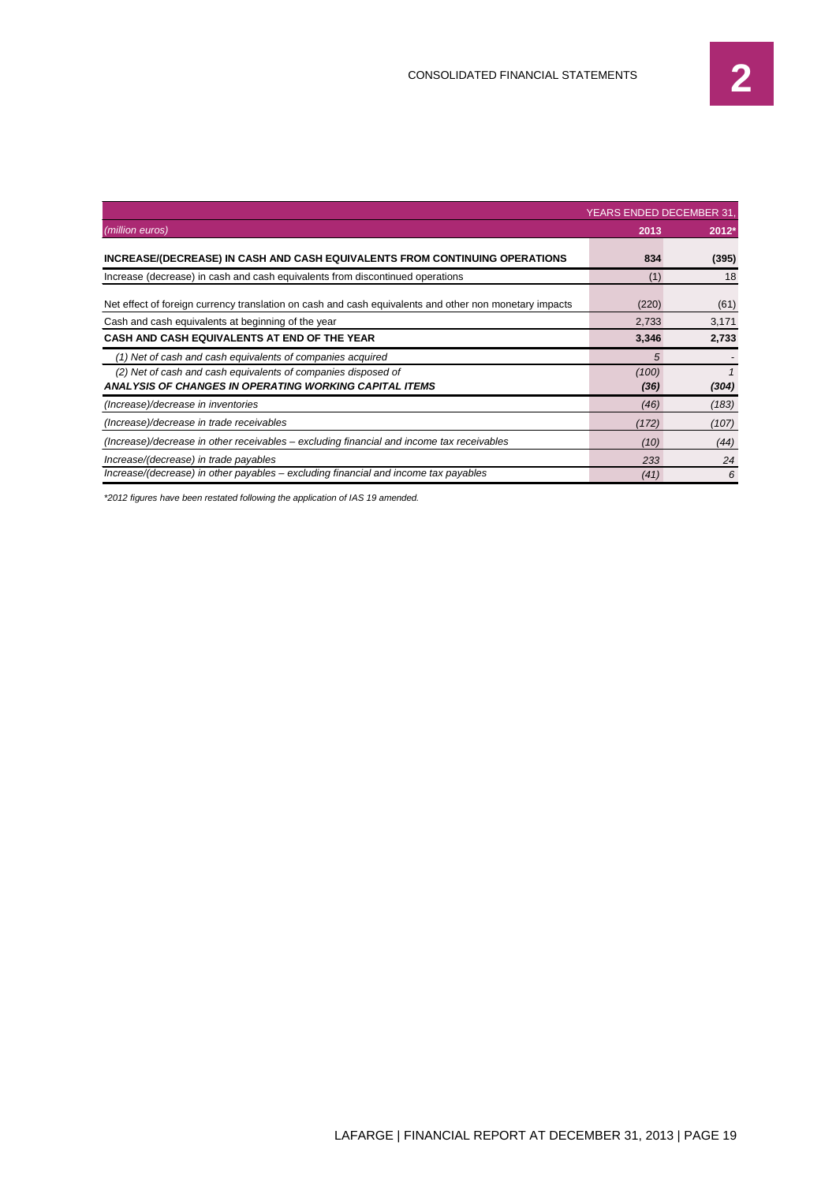| | YEARS ENDED DECEMBER 31, | |
|---|---|---|
| *(million euros)* | **2013** | **2012*** |
| **INCREASE/(DECREASE) IN CASH AND CASH EQUIVALENTS FROM CONTINUING OPERATIONS** | **834** | **(395)** |
| Increase (decrease) in cash and cash equivalents from discontinued operations | (1) | 18 |
| Net effect of foreign currency translation on cash and cash equivalents and other non monetary impacts | (220) | (61) |
| Cash and cash equivalents at beginning of the year | 2,733 | 3,171 |
| **CASH AND CASH EQUIVALENTS AT END OF THE YEAR** | **3,346** | **2,733** |
| *(1) Net of cash and cash equivalents of companies acquired* | *5* | *-* |
| *(2) Net of cash and cash equivalents of companies disposed of* | *(100)* | *1* |
| ***ANALYSIS OF CHANGES IN OPERATING WORKING CAPITAL ITEMS*** | ***(36)*** | ***(304)*** |
| *(Increase)/decrease in inventories* | *(46)* | *(183)* |
| *(Increase)/decrease in trade receivables* | *(172)* | *(107)* |
| *(Increase)/decrease in other receivables – excluding financial and income tax receivables* | *(10)* | *(44)* |
| *Increase/(decrease) in trade payables* | *233* | *24* |
| *Increase/(decrease) in other payables – excluding financial and income tax payables* | *(41)* | *6* |

*\*2012 figures have been restated following the application of IAS 19 amended.*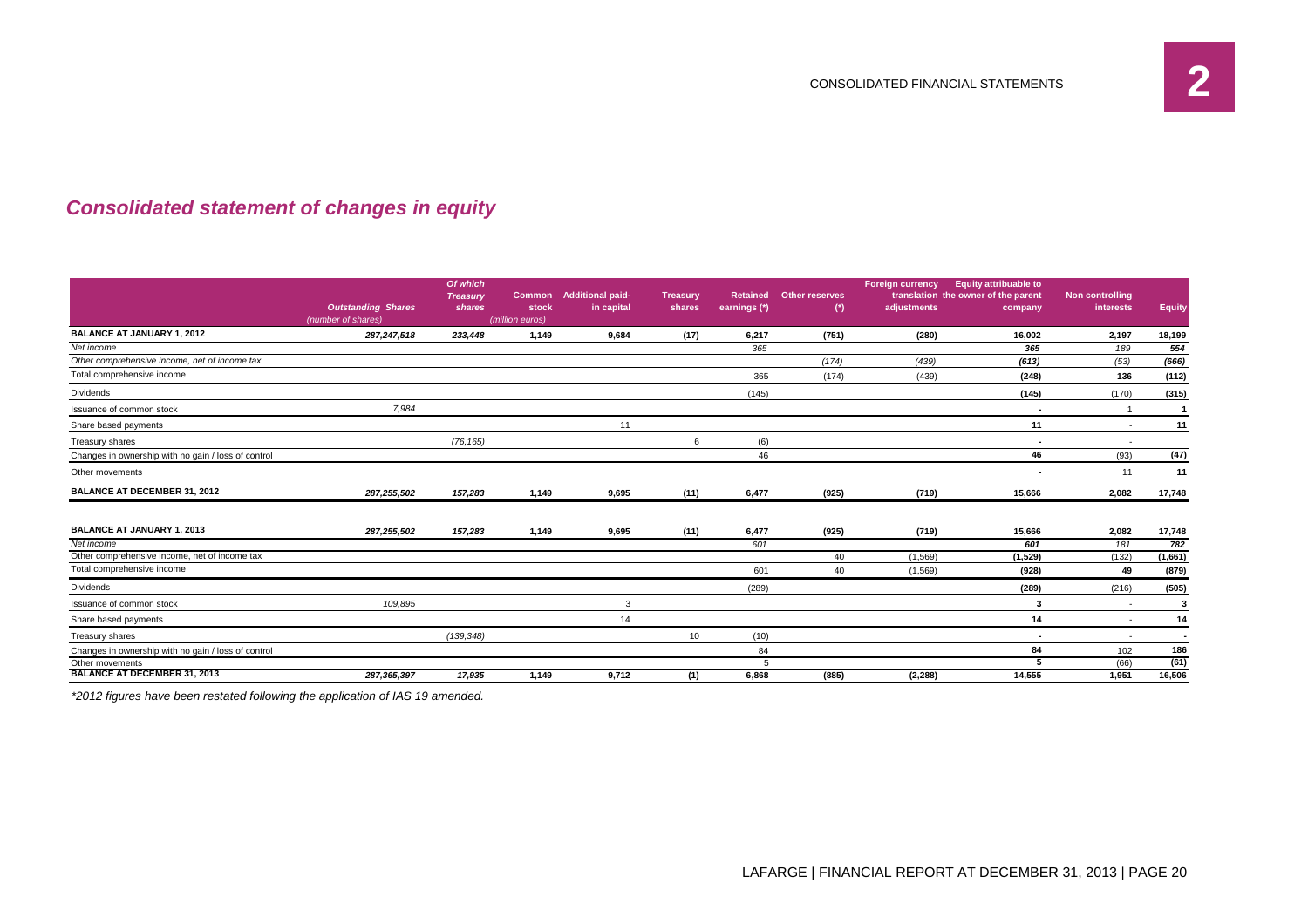## Consolidated statement of changes in equity

| | Outstanding Shares | Of which Treasury shares | Common stock | Additional paid-in capital | Treasury shares | Retained earnings (*) | Other reserves (*) | Foreign currency translation adjustments | Equity attribuable to the owner of the parent company | Non controlling interests | Equity |
|---|---|---|---|---|---|---|---|---|---|---|---|
| | (number of shares) | | (million euros) | | | | | | | | |
| **BALANCE AT JANUARY 1, 2012** | 287,247,518 | 233,448 | 1,149 | 9,684 | (17) | 6,217 | (751) | (280) | 16,002 | 2,197 | 18,199 |
| *Net income* | | | | | | 365 | | | 365 | 189 | 554 |
| *Other comprehensive income, net of income tax* | | | | | | | (174) | (439) | (613) | (53) | (666) |
| Total comprehensive income | | | | | | 365 | (174) | (439) | (248) | 136 | (112) |
| Dividends | | | | | | (145) | | | (145) | (170) | (315) |
| Issuance of common stock | 7,984 | | | | | | | | - | 1 | 1 |
| Share based payments | | | | 11 | | | | | 11 | - | 11 |
| Treasury shares | | (76,165) | | | 6 | (6) | | | - | - | |
| Changes in ownership with no gain / loss of control | | | | | | 46 | | | 46 | (93) | (47) |
| Other movements | | | | | | | | | - | 11 | 11 |
| **BALANCE AT DECEMBER 31, 2012** | 287,255,502 | 157,283 | 1,149 | 9,695 | (11) | 6,477 | (925) | (719) | 15,666 | 2,082 | 17,748 |
| | | | | | | | | | | | |
| **BALANCE AT JANUARY 1, 2013** | 287,255,502 | 157,283 | 1,149 | 9,695 | (11) | 6,477 | (925) | (719) | 15,666 | 2,082 | 17,748 |
| *Net income* | | | | | | 601 | | | 601 | 181 | 782 |
| Other comprehensive income, net of income tax | | | | | | | 40 | (1,569) | (1,529) | (132) | (1,661) |
| Total comprehensive income | | | | | | 601 | 40 | (1,569) | (928) | 49 | (879) |
| Dividends | | | | | | (289) | | | (289) | (216) | (505) |
| Issuance of common stock | 109,895 | | | 3 | | | | | 3 | - | 3 |
| Share based payments | | | | 14 | | | | | 14 | - | 14 |
| Treasury shares | | (139,348) | | | 10 | (10) | | | - | - | - |
| Changes in ownership with no gain / loss of control | | | | | | 84 | | | 84 | 102 | 186 |
| Other movements | | | | | | 5 | | | 5 | (66) | (61) |
| **BALANCE AT DECEMBER 31, 2013** | 287,365,397 | 17,935 | 1,149 | 9,712 | (1) | 6,868 | (885) | (2,288) | 14,555 | 1,951 | 16,506 |

*\*2012 figures have been restated following the application of IAS 19 amended.*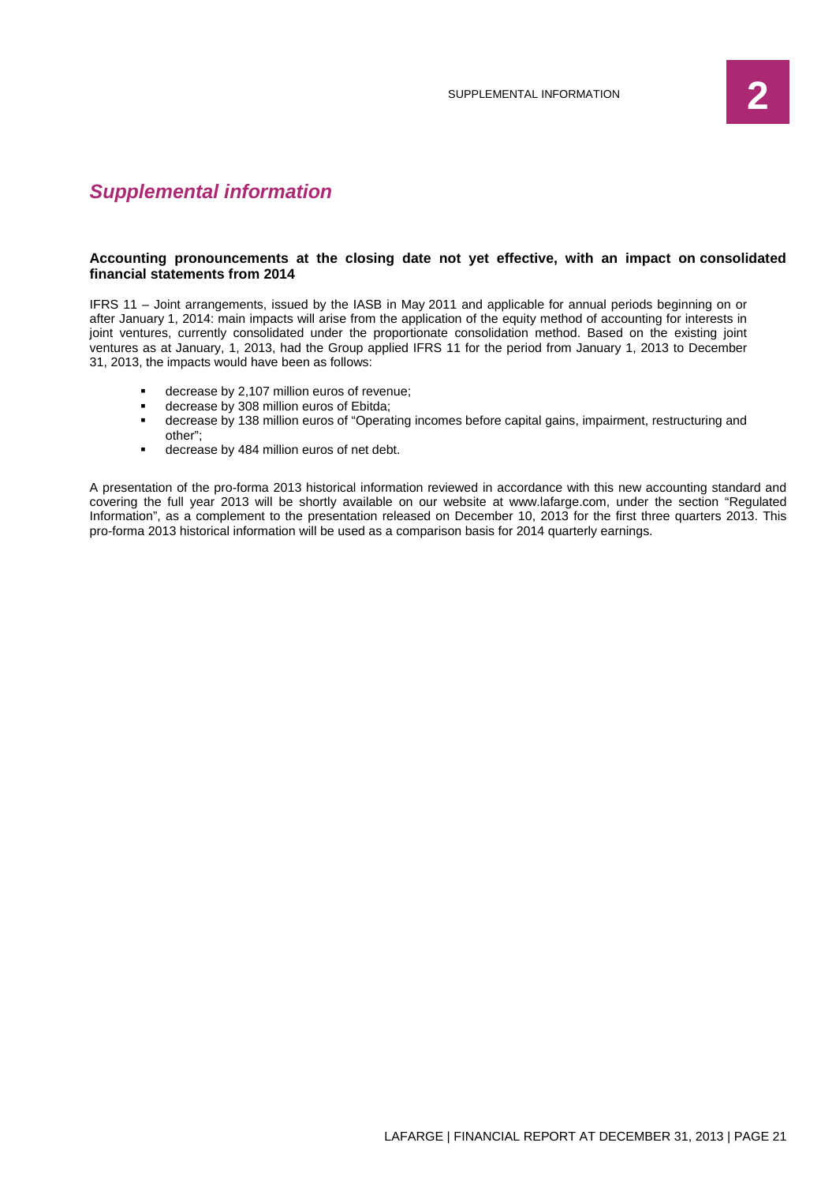## *Supplemental information*

### Accounting pronouncements at the closing date not yet effective, with an impact on consolidated financial statements from 2014

IFRS 11 – Joint arrangements, issued by the IASB in May 2011 and applicable for annual periods beginning on or after January 1, 2014: main impacts will arise from the application of the equity method of accounting for interests in joint ventures, currently consolidated under the proportionate consolidation method. Based on the existing joint ventures as at January, 1, 2013, had the Group applied IFRS 11 for the period from January 1, 2013 to December 31, 2013, the impacts would have been as follows:

- decrease by 2,107 million euros of revenue;
- decrease by 308 million euros of Ebitda;
- decrease by 138 million euros of "Operating incomes before capital gains, impairment, restructuring and other";
- decrease by 484 million euros of net debt.

A presentation of the pro-forma 2013 historical information reviewed in accordance with this new accounting standard and covering the full year 2013 will be shortly available on our website at www.lafarge.com, under the section "Regulated Information", as a complement to the presentation released on December 10, 2013 for the first three quarters 2013. This pro-forma 2013 historical information will be used as a comparison basis for 2014 quarterly earnings.